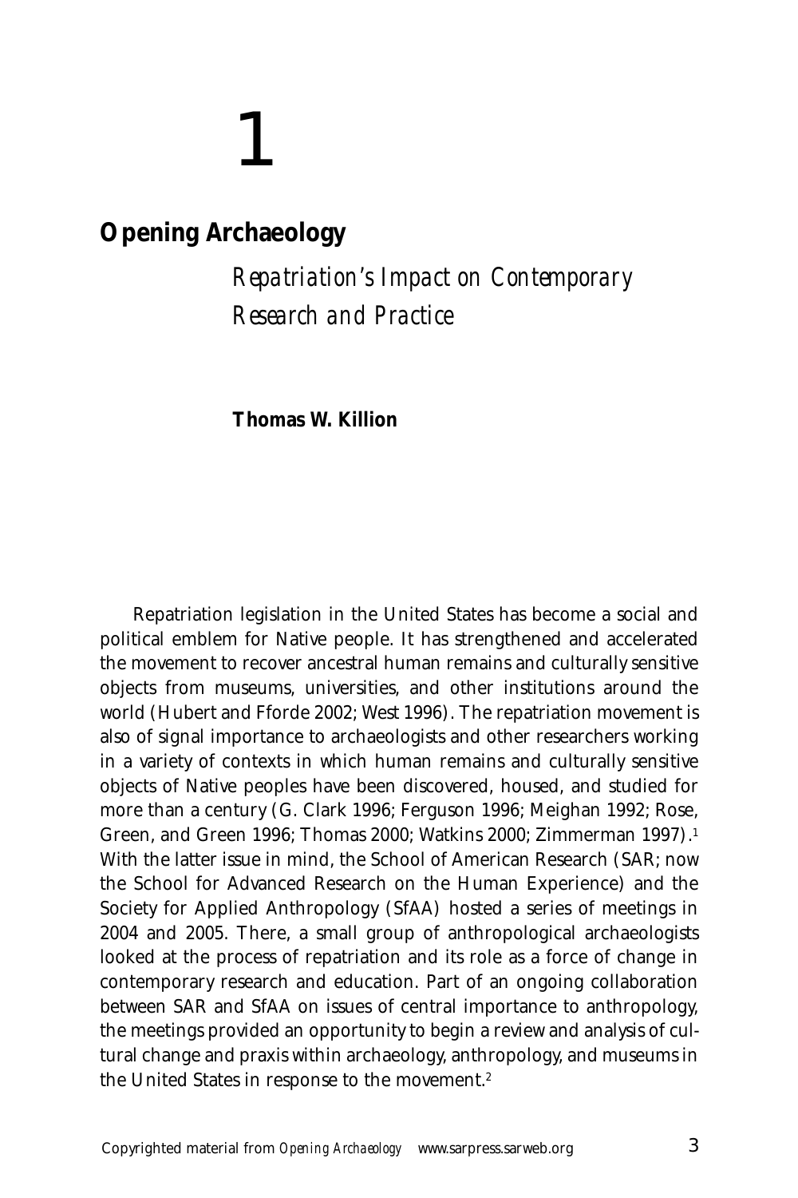# 1

## Opening Archaeology

### *Repatriation's Impact on Contemporary Research and Practice*

**Thomas W. Killion**

Repatriation legislation in the United States has become a social and political emblem for Native people. It has strengthened and accelerated the movement to recover ancestral human remains and culturally sensitive objects from museums, universities, and other institutions around the world (Hubert and Fforde 2002; West 1996). The repatriation movement is also of signal importance to archaeologists and other researchers working in a variety of contexts in which human remains and culturally sensitive objects of Native peoples have been discovered, housed, and studied for more than a century (G. Clark 1996; Ferguson 1996; Meighan 1992; Rose, Green, and Green 1996; Thomas 2000; Watkins 2000; Zimmerman 1997).[1] With the latter issue in mind, the School of American Research (SAR; now the School for Advanced Research on the Human Experience) and the Society for Applied Anthropology (SfAA) hosted a series of meetings in 2004 and 2005. There, a small group of anthropological archaeologists looked at the process of repatriation and its role as a force of change in contemporary research and education. Part of an ongoing collaboration between SAR and SfAA on issues of central importance to anthropology, the meetings provided an opportunity to begin a review and analysis of cultural change and praxis within archaeology, anthropology, and museums in the United States in response to the movement.[2]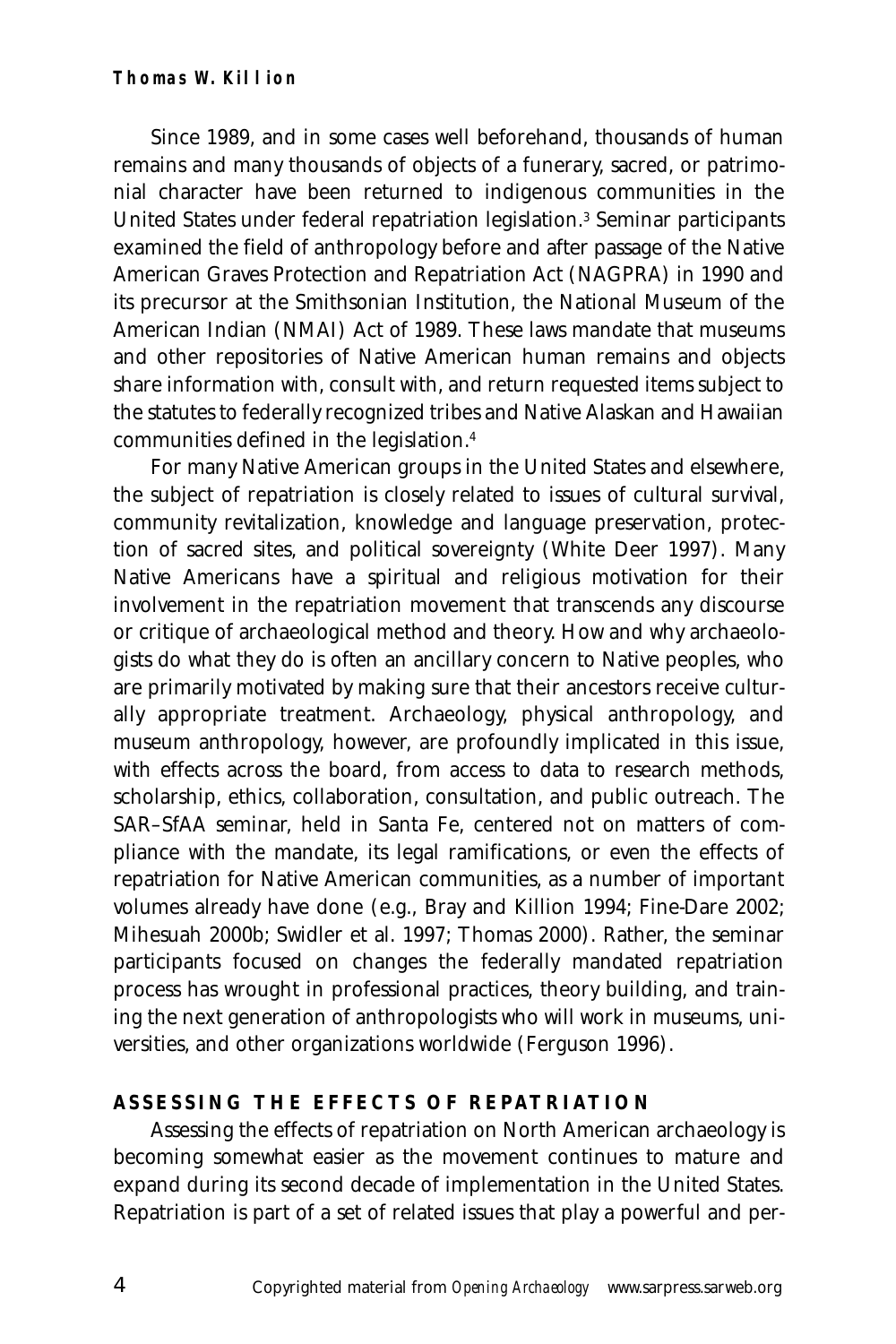Since 1989, and in some cases well beforehand, thousands of human remains and many thousands of objects of a funerary, sacred, or patrimonial character have been returned to indigenous communities in the United States under federal repatriation legislation.[3] Seminar participants examined the field of anthropology before and after passage of the Native American Graves Protection and Repatriation Act (NAGPRA) in 1990 and its precursor at the Smithsonian Institution, the National Museum of the American Indian (NMAI) Act of 1989. These laws mandate that museums and other repositories of Native American human remains and objects share information with, consult with, and return requested items subject to the statutes to federally recognized tribes and Native Alaskan and Hawaiian communities defined in the legislation.[4]

For many Native American groups in the United States and elsewhere, the subject of repatriation is closely related to issues of cultural survival, community revitalization, knowledge and language preservation, protection of sacred sites, and political sovereignty (White Deer 1997). Many Native Americans have a spiritual and religious motivation for their involvement in the repatriation movement that transcends any discourse or critique of archaeological method and theory. How and why archaeologists do what they do is often an ancillary concern to Native peoples, who are primarily motivated by making sure that their ancestors receive culturally appropriate treatment. Archaeology, physical anthropology, and museum anthropology, however, are profoundly implicated in this issue, with effects across the board, from access to data to research methods, scholarship, ethics, collaboration, consultation, and public outreach. The SAR–SfAA seminar, held in Santa Fe, centered not on matters of compliance with the mandate, its legal ramifications, or even the effects of repatriation for Native American communities, as a number of important volumes already have done (e.g., Bray and Killion 1994; Fine-Dare 2002; Mihesuah 2000b; Swidler et al. 1997; Thomas 2000). Rather, the seminar participants focused on changes the federally mandated repatriation process has wrought in professional practices, theory building, and training the next generation of anthropologists who will work in museums, universities, and other organizations worldwide (Ferguson 1996).

## ASSESSING THE EFFECTS OF REPATRIATION

Assessing the effects of repatriation on North American archaeology is becoming somewhat easier as the movement continues to mature and expand during its second decade of implementation in the United States. Repatriation is part of a set of related issues that play a powerful and per-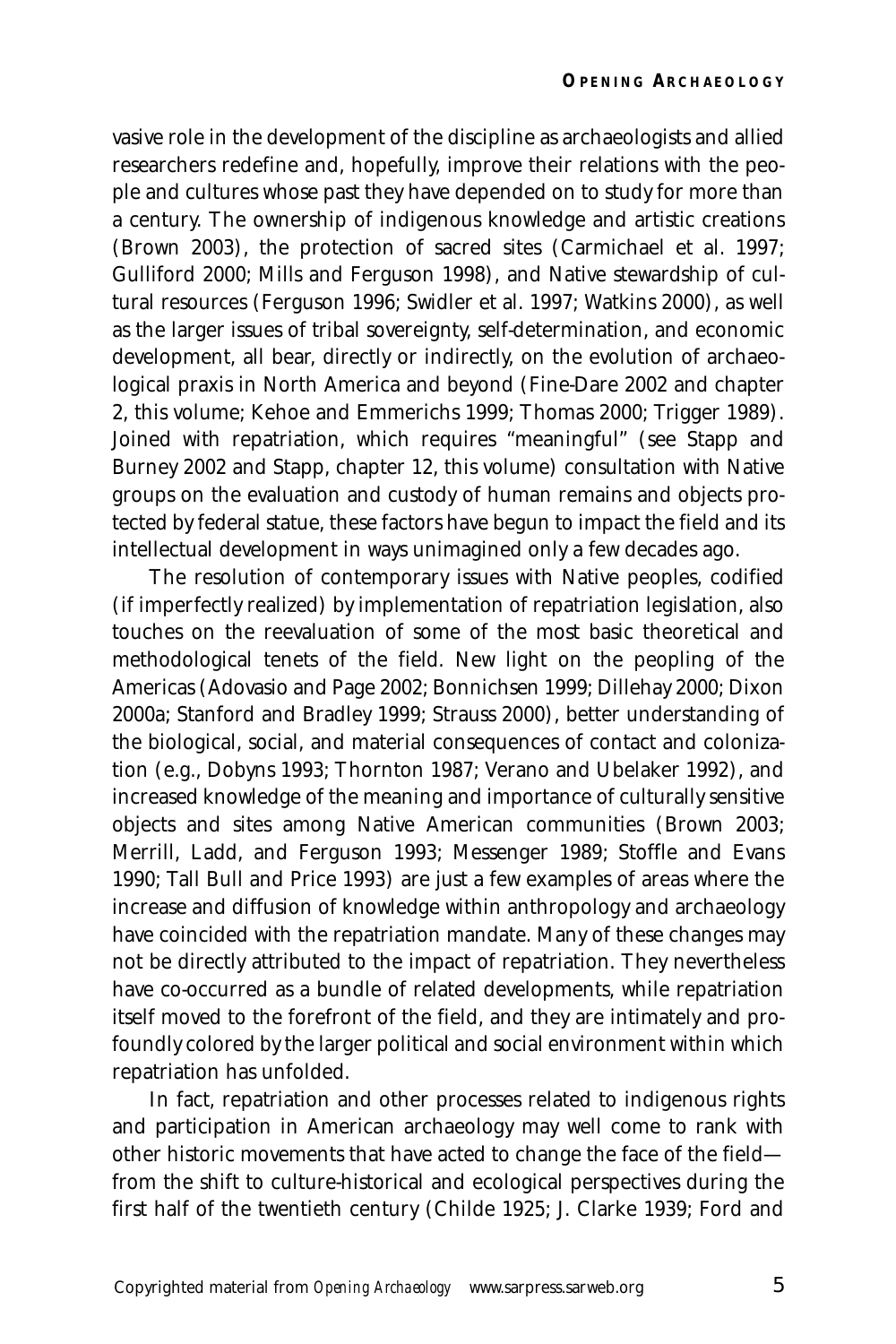vasive role in the development of the discipline as archaeologists and allied researchers redefine and, hopefully, improve their relations with the people and cultures whose past they have depended on to study for more than a century. The ownership of indigenous knowledge and artistic creations (Brown 2003), the protection of sacred sites (Carmichael et al. 1997; Gulliford 2000; Mills and Ferguson 1998), and Native stewardship of cultural resources (Ferguson 1996; Swidler et al. 1997; Watkins 2000), as well as the larger issues of tribal sovereignty, self-determination, and economic development, all bear, directly or indirectly, on the evolution of archaeological praxis in North America and beyond (Fine-Dare 2002 and chapter 2, this volume; Kehoe and Emmerichs 1999; Thomas 2000; Trigger 1989). Joined with repatriation, which requires "meaningful" (see Stapp and Burney 2002 and Stapp, chapter 12, this volume) consultation with Native groups on the evaluation and custody of human remains and objects protected by federal statue, these factors have begun to impact the field and its intellectual development in ways unimagined only a few decades ago.

The resolution of contemporary issues with Native peoples, codified (if imperfectly realized) by implementation of repatriation legislation, also touches on the reevaluation of some of the most basic theoretical and methodological tenets of the field. New light on the peopling of the Americas (Adovasio and Page 2002; Bonnichsen 1999; Dillehay 2000; Dixon 2000a; Stanford and Bradley 1999; Strauss 2000), better understanding of the biological, social, and material consequences of contact and colonization (e.g., Dobyns 1993; Thornton 1987; Verano and Ubelaker 1992), and increased knowledge of the meaning and importance of culturally sensitive objects and sites among Native American communities (Brown 2003; Merrill, Ladd, and Ferguson 1993; Messenger 1989; Stoffle and Evans 1990; Tall Bull and Price 1993) are just a few examples of areas where the increase and diffusion of knowledge within anthropology and archaeology have coincided with the repatriation mandate. Many of these changes may not be directly attributed to the impact of repatriation. They nevertheless have co-occurred as a bundle of related developments, while repatriation itself moved to the forefront of the field, and they are intimately and profoundly colored by the larger political and social environment within which repatriation has unfolded.

In fact, repatriation and other processes related to indigenous rights and participation in American archaeology may well come to rank with other historic movements that have acted to change the face of the field—from the shift to culture-historical and ecological perspectives during the first half of the twentieth century (Childe 1925; J. Clarke 1939; Ford and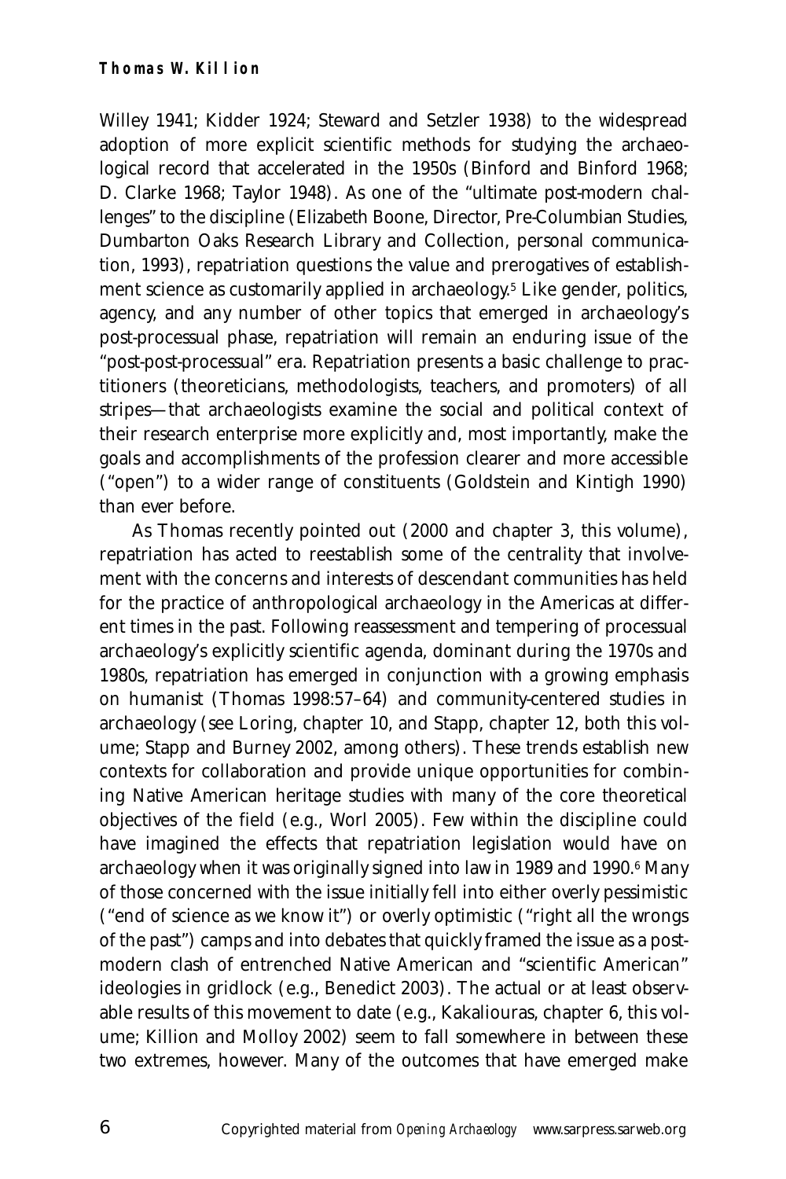Willey 1941; Kidder 1924; Steward and Setzler 1938) to the widespread adoption of more explicit scientific methods for studying the archaeological record that accelerated in the 1950s (Binford and Binford 1968; D. Clarke 1968; Taylor 1948). As one of the "ultimate post-modern challenges" to the discipline (Elizabeth Boone, Director, Pre-Columbian Studies, Dumbarton Oaks Research Library and Collection, personal communication, 1993), repatriation questions the value and prerogatives of establishment science as customarily applied in archaeology.[5] Like gender, politics, agency, and any number of other topics that emerged in archaeology's post-processual phase, repatriation will remain an enduring issue of the "post-post-processual" era. Repatriation presents a basic challenge to practitioners (theoreticians, methodologists, teachers, and promoters) of all stripes—that archaeologists examine the social and political context of their research enterprise more explicitly and, most importantly, make the goals and accomplishments of the profession clearer and more accessible ("open") to a wider range of constituents (Goldstein and Kintigh 1990) than ever before.

As Thomas recently pointed out (2000 and chapter 3, this volume), repatriation has acted to reestablish some of the centrality that involvement with the concerns and interests of descendant communities has held for the practice of anthropological archaeology in the Americas at different times in the past. Following reassessment and tempering of processual archaeology's explicitly scientific agenda, dominant during the 1970s and 1980s, repatriation has emerged in conjunction with a growing emphasis on humanist (Thomas 1998:57–64) and community-centered studies in archaeology (see Loring, chapter 10, and Stapp, chapter 12, both this volume; Stapp and Burney 2002, among others). These trends establish new contexts for collaboration and provide unique opportunities for combining Native American heritage studies with many of the core theoretical objectives of the field (e.g., Worl 2005). Few within the discipline could have imagined the effects that repatriation legislation would have on archaeology when it was originally signed into law in 1989 and 1990.[6] Many of those concerned with the issue initially fell into either overly pessimistic ("end of science as we know it") or overly optimistic ("right all the wrongs of the past") camps and into debates that quickly framed the issue as a post-modern clash of entrenched Native American and "scientific American" ideologies in gridlock (e.g., Benedict 2003). The actual or at least observable results of this movement to date (e.g., Kakaliouras, chapter 6, this volume; Killion and Molloy 2002) seem to fall somewhere in between these two extremes, however. Many of the outcomes that have emerged make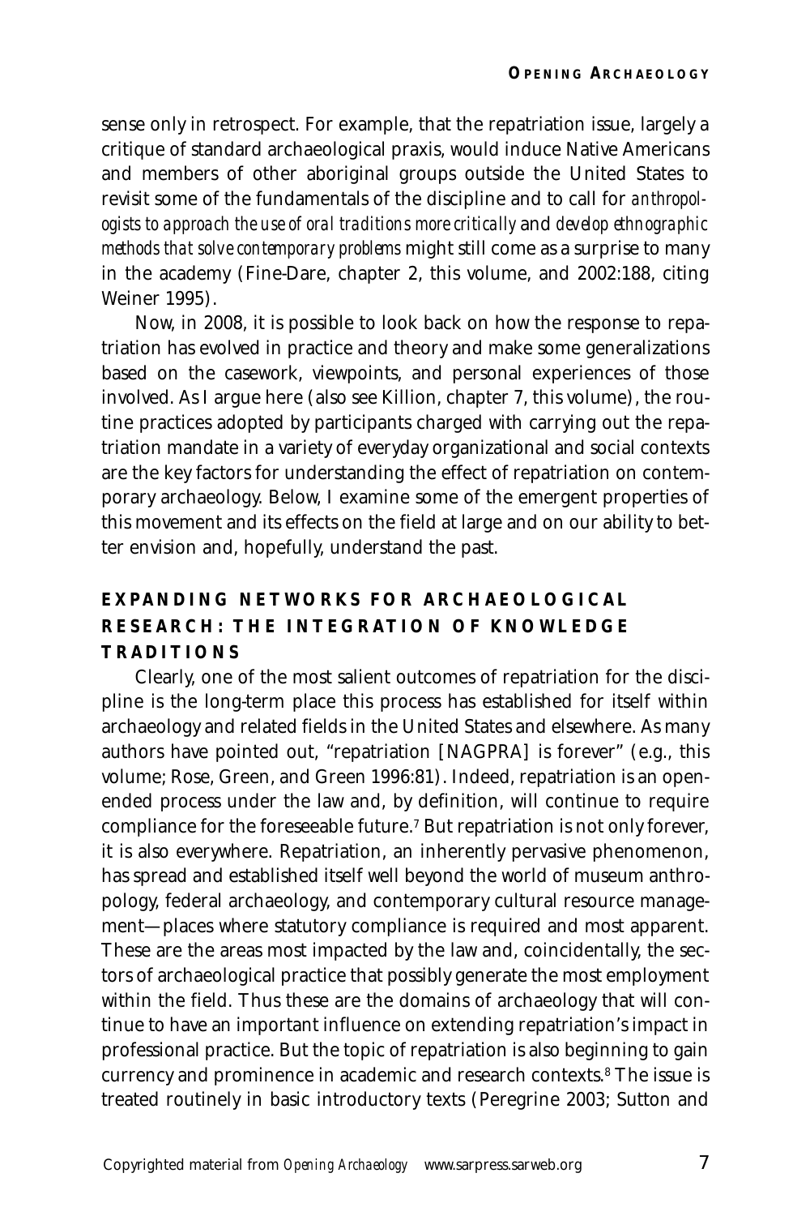sense only in retrospect. For example, that the repatriation issue, largely a critique of standard archaeological praxis, would induce Native Americans and members of other aboriginal groups outside the United States to revisit some of the fundamentals of the discipline and to call for *anthropologists to approach the use of oral traditions more critically* and *develop ethnographic methods that solve contemporary problems* might still come as a surprise to many in the academy (Fine-Dare, chapter 2, this volume, and 2002:188, citing Weiner 1995).

Now, in 2008, it is possible to look back on how the response to repatriation has evolved in practice and theory and make some generalizations based on the casework, viewpoints, and personal experiences of those involved. As I argue here (also see Killion, chapter 7, this volume), the routine practices adopted by participants charged with carrying out the repatriation mandate in a variety of everyday organizational and social contexts are the key factors for understanding the effect of repatriation on contemporary archaeology. Below, I examine some of the emergent properties of this movement and its effects on the field at large and on our ability to better envision and, hopefully, understand the past.

## EXPANDING NETWORKS FOR ARCHAEOLOGICAL RESEARCH: THE INTEGRATION OF KNOWLEDGE TRADITIONS

Clearly, one of the most salient outcomes of repatriation for the discipline is the long-term place this process has established for itself within archaeology and related fields in the United States and elsewhere. As many authors have pointed out, "repatriation [NAGPRA] is forever" (e.g., this volume; Rose, Green, and Green 1996:81). Indeed, repatriation is an open-ended process under the law and, by definition, will continue to require compliance for the foreseeable future.[7] But repatriation is not only forever, it is also everywhere. Repatriation, an inherently pervasive phenomenon, has spread and established itself well beyond the world of museum anthropology, federal archaeology, and contemporary cultural resource management—places where statutory compliance is required and most apparent. These are the areas most impacted by the law and, coincidentally, the sectors of archaeological practice that possibly generate the most employment within the field. Thus these are the domains of archaeology that will continue to have an important influence on extending repatriation's impact in professional practice. But the topic of repatriation is also beginning to gain currency and prominence in academic and research contexts.[8] The issue is treated routinely in basic introductory texts (Peregrine 2003; Sutton and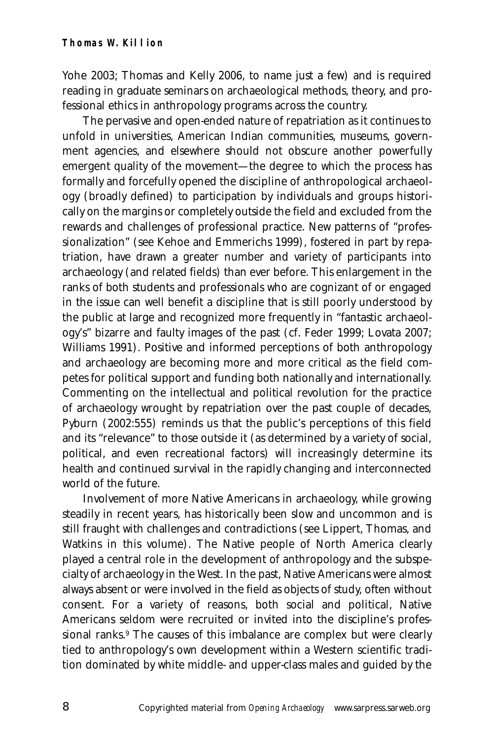Yohe 2003; Thomas and Kelly 2006, to name just a few) and is required reading in graduate seminars on archaeological methods, theory, and professional ethics in anthropology programs across the country.

The pervasive and open-ended nature of repatriation as it continues to unfold in universities, American Indian communities, museums, government agencies, and elsewhere should not obscure another powerfully emergent quality of the movement—the degree to which the process has formally and forcefully opened the discipline of anthropological archaeology (broadly defined) to participation by individuals and groups historically on the margins or completely outside the field and excluded from the rewards and challenges of professional practice. New patterns of "professionalization" (see Kehoe and Emmerichs 1999), fostered in part by repatriation, have drawn a greater number and variety of participants into archaeology (and related fields) than ever before. This enlargement in the ranks of both students and professionals who are cognizant of or engaged in the issue can well benefit a discipline that is still poorly understood by the public at large and recognized more frequently in "fantastic archaeology's" bizarre and faulty images of the past (cf. Feder 1999; Lovata 2007; Williams 1991). Positive and informed perceptions of both anthropology and archaeology are becoming more and more critical as the field competes for political support and funding both nationally and internationally. Commenting on the intellectual and political revolution for the practice of archaeology wrought by repatriation over the past couple of decades, Pyburn (2002:555) reminds us that the public's perceptions of this field and its "relevance" to those outside it (as determined by a variety of social, political, and even recreational factors) will increasingly determine its health and continued survival in the rapidly changing and interconnected world of the future.

Involvement of more Native Americans in archaeology, while growing steadily in recent years, has historically been slow and uncommon and is still fraught with challenges and contradictions (see Lippert, Thomas, and Watkins in this volume). The Native people of North America clearly played a central role in the development of anthropology and the subspecialty of archaeology in the West. In the past, Native Americans were almost always absent or were involved in the field as objects of study, often without consent. For a variety of reasons, both social and political, Native Americans seldom were recruited or invited into the discipline's professional ranks.[9] The causes of this imbalance are complex but were clearly tied to anthropology's own development within a Western scientific tradition dominated by white middle- and upper-class males and guided by the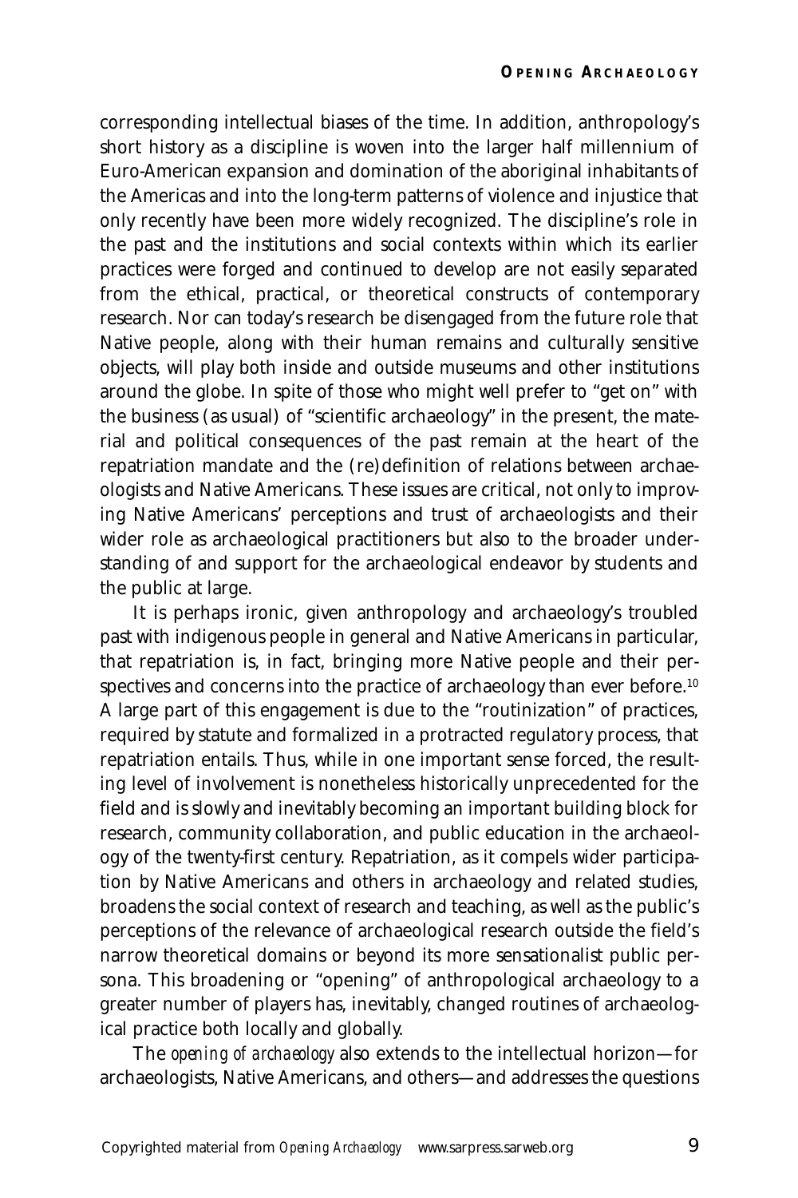corresponding intellectual biases of the time. In addition, anthropology's short history as a discipline is woven into the larger half millennium of Euro-American expansion and domination of the aboriginal inhabitants of the Americas and into the long-term patterns of violence and injustice that only recently have been more widely recognized. The discipline's role in the past and the institutions and social contexts within which its earlier practices were forged and continued to develop are not easily separated from the ethical, practical, or theoretical constructs of contemporary research. Nor can today's research be disengaged from the future role that Native people, along with their human remains and culturally sensitive objects, will play both inside and outside museums and other institutions around the globe. In spite of those who might well prefer to "get on" with the business (as usual) of "scientific archaeology" in the present, the material and political consequences of the past remain at the heart of the repatriation mandate and the (re)definition of relations between archaeologists and Native Americans. These issues are critical, not only to improving Native Americans' perceptions and trust of archaeologists and their wider role as archaeological practitioners but also to the broader understanding of and support for the archaeological endeavor by students and the public at large.

It is perhaps ironic, given anthropology and archaeology's troubled past with indigenous people in general and Native Americans in particular, that repatriation is, in fact, bringing more Native people and their perspectives and concerns into the practice of archaeology than ever before.[10] A large part of this engagement is due to the "routinization" of practices, required by statute and formalized in a protracted regulatory process, that repatriation entails. Thus, while in one important sense forced, the resulting level of involvement is nonetheless historically unprecedented for the field and is slowly and inevitably becoming an important building block for research, community collaboration, and public education in the archaeology of the twenty-first century. Repatriation, as it compels wider participation by Native Americans and others in archaeology and related studies, broadens the social context of research and teaching, as well as the public's perceptions of the relevance of archaeological research outside the field's narrow theoretical domains or beyond its more sensationalist public persona. This broadening or "opening" of anthropological archaeology to a greater number of players has, inevitably, changed routines of archaeological practice both locally and globally.

The *opening of archaeology* also extends to the intellectual horizon—for archaeologists, Native Americans, and others—and addresses the questions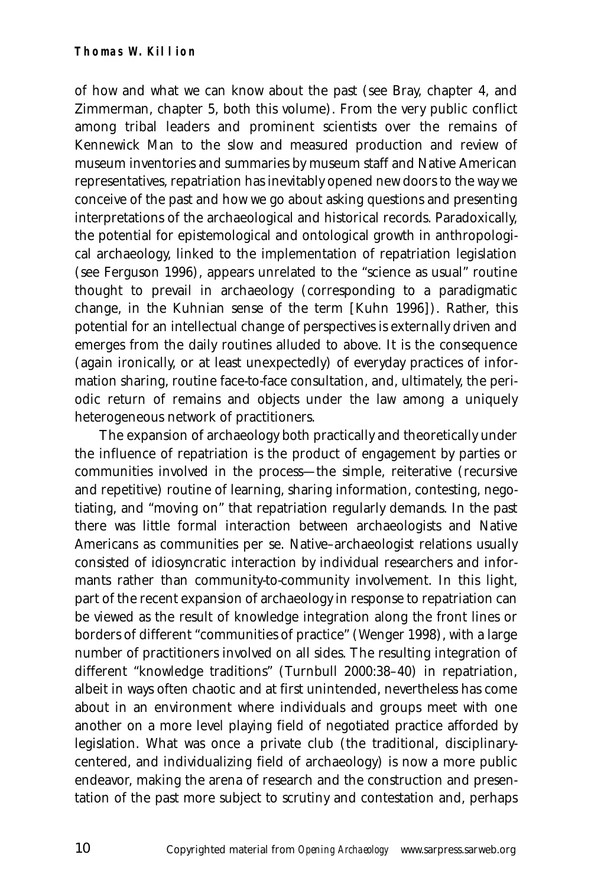of how and what we can know about the past (see Bray, chapter 4, and Zimmerman, chapter 5, both this volume). From the very public conflict among tribal leaders and prominent scientists over the remains of Kennewick Man to the slow and measured production and review of museum inventories and summaries by museum staff and Native American representatives, repatriation has inevitably opened new doors to the way we conceive of the past and how we go about asking questions and presenting interpretations of the archaeological and historical records. Paradoxically, the potential for epistemological and ontological growth in anthropological archaeology, linked to the implementation of repatriation legislation (see Ferguson 1996), appears unrelated to the "science as usual" routine thought to prevail in archaeology (corresponding to a paradigmatic change, in the Kuhnian sense of the term [Kuhn 1996]). Rather, this potential for an intellectual change of perspectives is externally driven and emerges from the daily routines alluded to above. It is the consequence (again ironically, or at least unexpectedly) of everyday practices of information sharing, routine face-to-face consultation, and, ultimately, the periodic return of remains and objects under the law among a uniquely heterogeneous network of practitioners.

The expansion of archaeology both practically and theoretically under the influence of repatriation is the product of engagement by parties or communities involved in the process—the simple, reiterative (recursive and repetitive) routine of learning, sharing information, contesting, negotiating, and "moving on" that repatriation regularly demands. In the past there was little formal interaction between archaeologists and Native Americans as communities per se. Native–archaeologist relations usually consisted of idiosyncratic interaction by individual researchers and informants rather than community-to-community involvement. In this light, part of the recent expansion of archaeology in response to repatriation can be viewed as the result of knowledge integration along the front lines or borders of different "communities of practice" (Wenger 1998), with a large number of practitioners involved on all sides. The resulting integration of different "knowledge traditions" (Turnbull 2000:38–40) in repatriation, albeit in ways often chaotic and at first unintended, nevertheless has come about in an environment where individuals and groups meet with one another on a more level playing field of negotiated practice afforded by legislation. What was once a private club (the traditional, disciplinary-centered, and individualizing field of archaeology) is now a more public endeavor, making the arena of research and the construction and presentation of the past more subject to scrutiny and contestation and, perhaps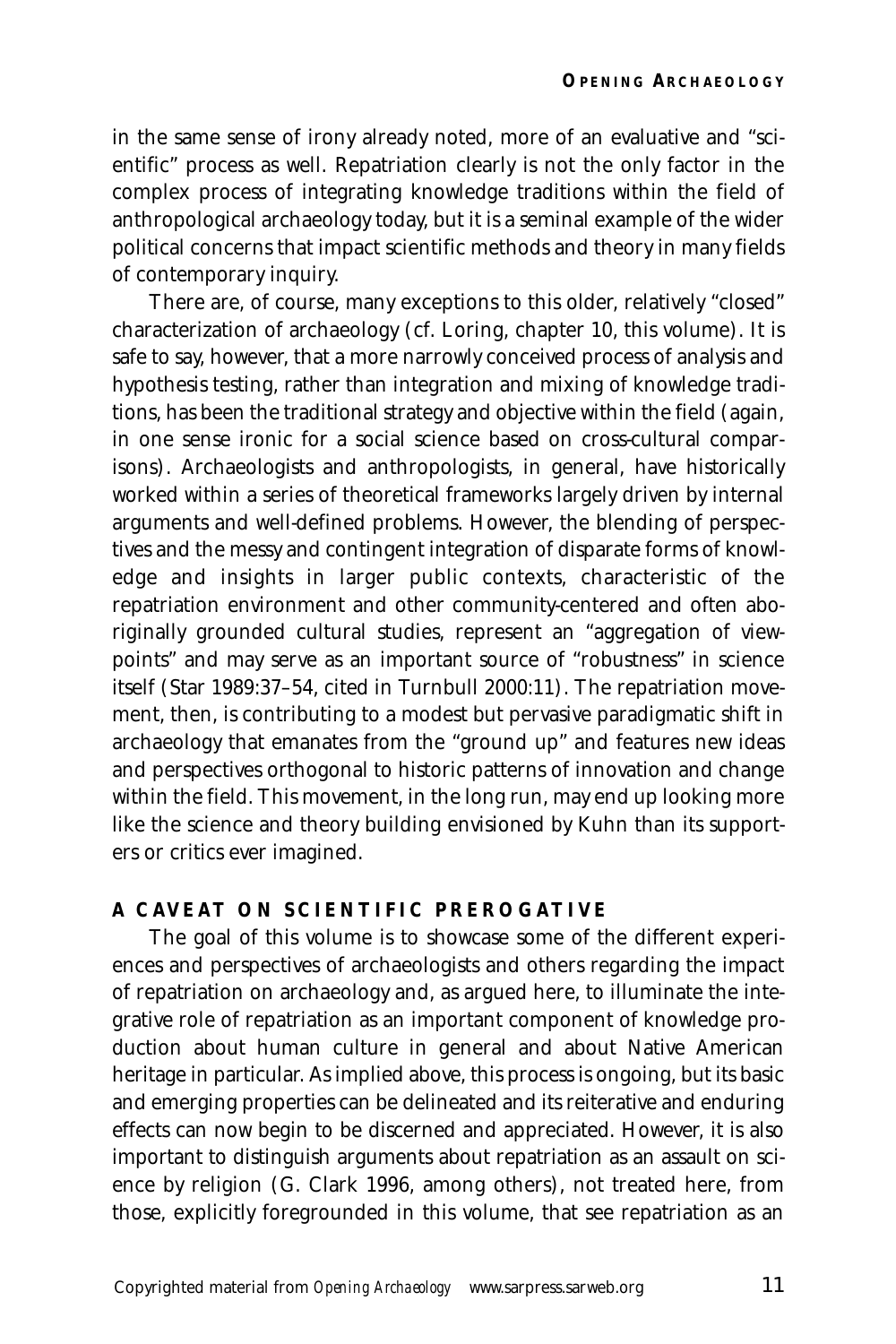in the same sense of irony already noted, more of an evaluative and "scientific" process as well. Repatriation clearly is not the only factor in the complex process of integrating knowledge traditions within the field of anthropological archaeology today, but it is a seminal example of the wider political concerns that impact scientific methods and theory in many fields of contemporary inquiry.

There are, of course, many exceptions to this older, relatively "closed" characterization of archaeology (cf. Loring, chapter 10, this volume). It is safe to say, however, that a more narrowly conceived process of analysis and hypothesis testing, rather than integration and mixing of knowledge traditions, has been the traditional strategy and objective within the field (again, in one sense ironic for a social science based on cross-cultural comparisons). Archaeologists and anthropologists, in general, have historically worked within a series of theoretical frameworks largely driven by internal arguments and well-defined problems. However, the blending of perspectives and the messy and contingent integration of disparate forms of knowledge and insights in larger public contexts, characteristic of the repatriation environment and other community-centered and often aboriginally grounded cultural studies, represent an "aggregation of viewpoints" and may serve as an important source of "robustness" in science itself (Star 1989:37–54, cited in Turnbull 2000:11). The repatriation movement, then, is contributing to a modest but pervasive paradigmatic shift in archaeology that emanates from the "ground up" and features new ideas and perspectives orthogonal to historic patterns of innovation and change within the field. This movement, in the long run, may end up looking more like the science and theory building envisioned by Kuhn than its supporters or critics ever imagined.

## A CAVEAT ON SCIENTIFIC PREROGATIVE

The goal of this volume is to showcase some of the different experiences and perspectives of archaeologists and others regarding the impact of repatriation on archaeology and, as argued here, to illuminate the integrative role of repatriation as an important component of knowledge production about human culture in general and about Native American heritage in particular. As implied above, this process is ongoing, but its basic and emerging properties can be delineated and its reiterative and enduring effects can now begin to be discerned and appreciated. However, it is also important to distinguish arguments about repatriation as an assault on science by religion (G. Clark 1996, among others), not treated here, from those, explicitly foregrounded in this volume, that see repatriation as an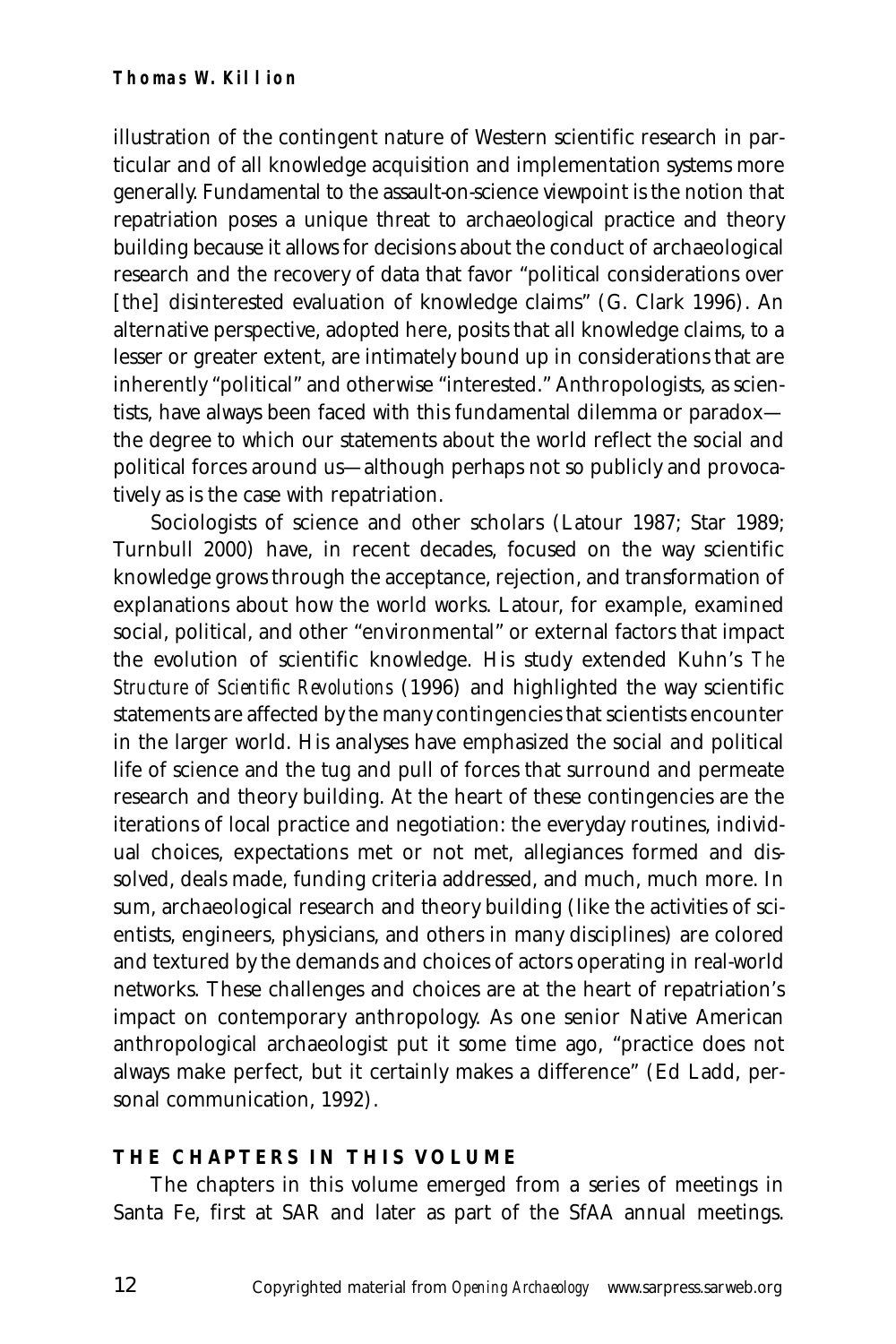illustration of the contingent nature of Western scientific research in particular and of all knowledge acquisition and implementation systems more generally. Fundamental to the assault-on-science viewpoint is the notion that repatriation poses a unique threat to archaeological practice and theory building because it allows for decisions about the conduct of archaeological research and the recovery of data that favor "political considerations over [the] disinterested evaluation of knowledge claims" (G. Clark 1996). An alternative perspective, adopted here, posits that all knowledge claims, to a lesser or greater extent, are intimately bound up in considerations that are inherently "political" and otherwise "interested." Anthropologists, as scientists, have always been faced with this fundamental dilemma or paradox—the degree to which our statements about the world reflect the social and political forces around us—although perhaps not so publicly and provocatively as is the case with repatriation.

Sociologists of science and other scholars (Latour 1987; Star 1989; Turnbull 2000) have, in recent decades, focused on the way scientific knowledge grows through the acceptance, rejection, and transformation of explanations about how the world works. Latour, for example, examined social, political, and other "environmental" or external factors that impact the evolution of scientific knowledge. His study extended Kuhn's *The Structure of Scientific Revolutions* (1996) and highlighted the way scientific statements are affected by the many contingencies that scientists encounter in the larger world. His analyses have emphasized the social and political life of science and the tug and pull of forces that surround and permeate research and theory building. At the heart of these contingencies are the iterations of local practice and negotiation: the everyday routines, individual choices, expectations met or not met, allegiances formed and dissolved, deals made, funding criteria addressed, and much, much more. In sum, archaeological research and theory building (like the activities of scientists, engineers, physicians, and others in many disciplines) are colored and textured by the demands and choices of actors operating in real-world networks. These challenges and choices are at the heart of repatriation's impact on contemporary anthropology. As one senior Native American anthropological archaeologist put it some time ago, "practice does not always make perfect, but it certainly makes a difference" (Ed Ladd, personal communication, 1992).

## THE CHAPTERS IN THIS VOLUME

The chapters in this volume emerged from a series of meetings in Santa Fe, first at SAR and later as part of the SfAA annual meetings.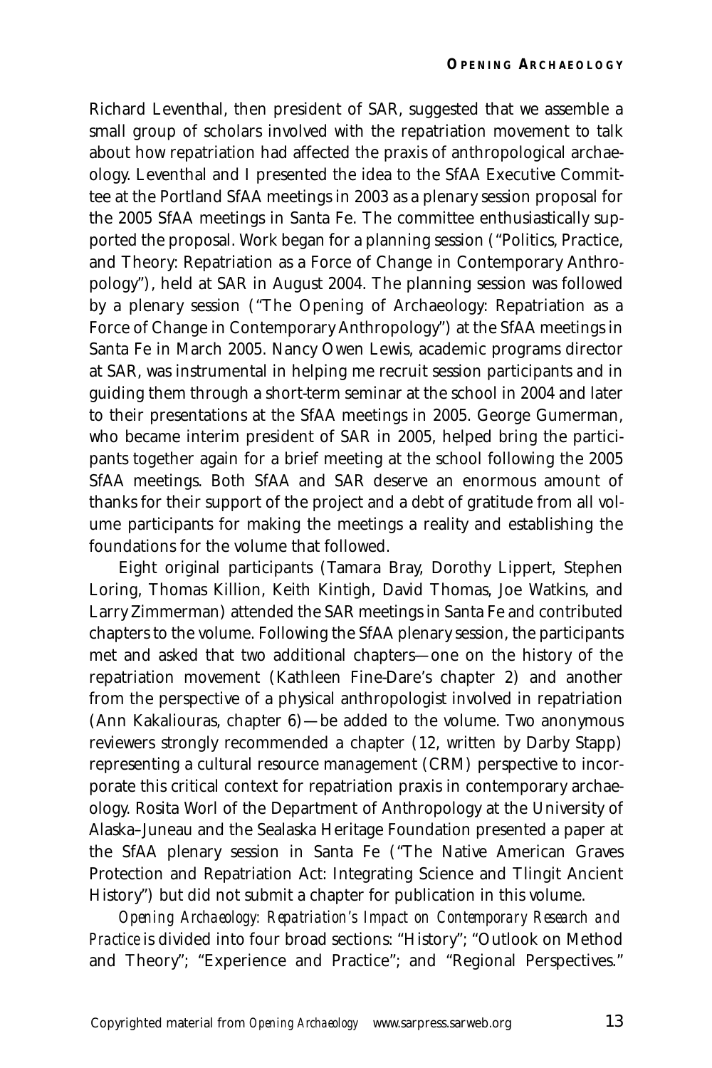Richard Leventhal, then president of SAR, suggested that we assemble a small group of scholars involved with the repatriation movement to talk about how repatriation had affected the praxis of anthropological archaeology. Leventhal and I presented the idea to the SfAA Executive Committee at the Portland SfAA meetings in 2003 as a plenary session proposal for the 2005 SfAA meetings in Santa Fe. The committee enthusiastically supported the proposal. Work began for a planning session ("Politics, Practice, and Theory: Repatriation as a Force of Change in Contemporary Anthropology"), held at SAR in August 2004. The planning session was followed by a plenary session ("The Opening of Archaeology: Repatriation as a Force of Change in Contemporary Anthropology") at the SfAA meetings in Santa Fe in March 2005. Nancy Owen Lewis, academic programs director at SAR, was instrumental in helping me recruit session participants and in guiding them through a short-term seminar at the school in 2004 and later to their presentations at the SfAA meetings in 2005. George Gumerman, who became interim president of SAR in 2005, helped bring the participants together again for a brief meeting at the school following the 2005 SfAA meetings. Both SfAA and SAR deserve an enormous amount of thanks for their support of the project and a debt of gratitude from all volume participants for making the meetings a reality and establishing the foundations for the volume that followed.

Eight original participants (Tamara Bray, Dorothy Lippert, Stephen Loring, Thomas Killion, Keith Kintigh, David Thomas, Joe Watkins, and Larry Zimmerman) attended the SAR meetings in Santa Fe and contributed chapters to the volume. Following the SfAA plenary session, the participants met and asked that two additional chapters—one on the history of the repatriation movement (Kathleen Fine-Dare's chapter 2) and another from the perspective of a physical anthropologist involved in repatriation (Ann Kakaliouras, chapter 6)—be added to the volume. Two anonymous reviewers strongly recommended a chapter (12, written by Darby Stapp) representing a cultural resource management (CRM) perspective to incorporate this critical context for repatriation praxis in contemporary archaeology. Rosita Worl of the Department of Anthropology at the University of Alaska–Juneau and the Sealaska Heritage Foundation presented a paper at the SfAA plenary session in Santa Fe ("The Native American Graves Protection and Repatriation Act: Integrating Science and Tlingit Ancient History") but did not submit a chapter for publication in this volume.

*Opening Archaeology: Repatriation's Impact on Contemporary Research and Practice* is divided into four broad sections: "History"; "Outlook on Method and Theory"; "Experience and Practice"; and "Regional Perspectives."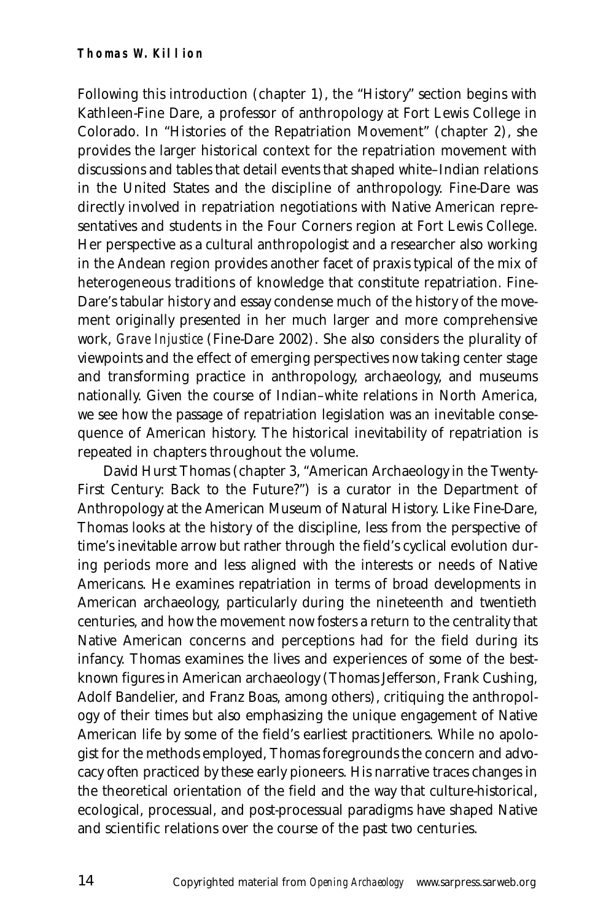Following this introduction (chapter 1), the "History" section begins with Kathleen-Fine Dare, a professor of anthropology at Fort Lewis College in Colorado. In "Histories of the Repatriation Movement" (chapter 2), she provides the larger historical context for the repatriation movement with discussions and tables that detail events that shaped white–Indian relations in the United States and the discipline of anthropology. Fine-Dare was directly involved in repatriation negotiations with Native American representatives and students in the Four Corners region at Fort Lewis College. Her perspective as a cultural anthropologist and a researcher also working in the Andean region provides another facet of praxis typical of the mix of heterogeneous traditions of knowledge that constitute repatriation. Fine-Dare's tabular history and essay condense much of the history of the movement originally presented in her much larger and more comprehensive work, *Grave Injustice* (Fine-Dare 2002). She also considers the plurality of viewpoints and the effect of emerging perspectives now taking center stage and transforming practice in anthropology, archaeology, and museums nationally. Given the course of Indian–white relations in North America, we see how the passage of repatriation legislation was an inevitable consequence of American history. The historical inevitability of repatriation is repeated in chapters throughout the volume.

David Hurst Thomas (chapter 3, "American Archaeology in the Twenty-First Century: Back to the Future?") is a curator in the Department of Anthropology at the American Museum of Natural History. Like Fine-Dare, Thomas looks at the history of the discipline, less from the perspective of time's inevitable arrow but rather through the field's cyclical evolution during periods more and less aligned with the interests or needs of Native Americans. He examines repatriation in terms of broad developments in American archaeology, particularly during the nineteenth and twentieth centuries, and how the movement now fosters a return to the centrality that Native American concerns and perceptions had for the field during its infancy. Thomas examines the lives and experiences of some of the best-known figures in American archaeology (Thomas Jefferson, Frank Cushing, Adolf Bandelier, and Franz Boas, among others), critiquing the anthropology of their times but also emphasizing the unique engagement of Native American life by some of the field's earliest practitioners. While no apologist for the methods employed, Thomas foregrounds the concern and advocacy often practiced by these early pioneers. His narrative traces changes in the theoretical orientation of the field and the way that culture-historical, ecological, processual, and post-processual paradigms have shaped Native and scientific relations over the course of the past two centuries.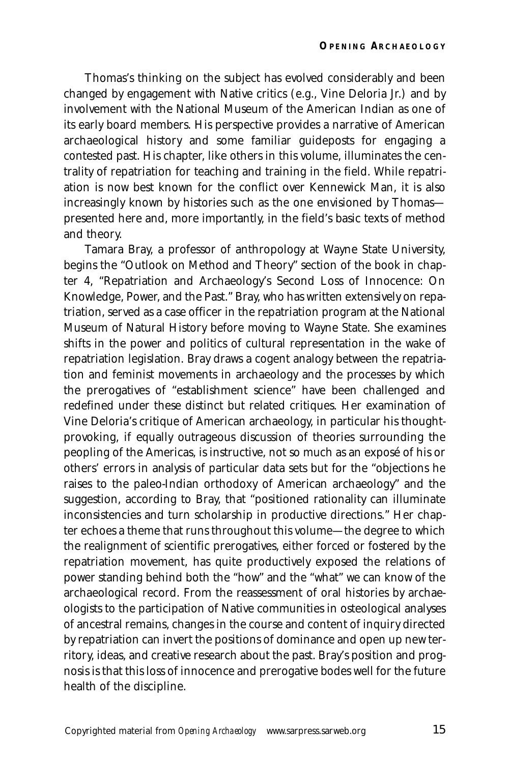Thomas's thinking on the subject has evolved considerably and been changed by engagement with Native critics (e.g., Vine Deloria Jr.) and by involvement with the National Museum of the American Indian as one of its early board members. His perspective provides a narrative of American archaeological history and some familiar guideposts for engaging a contested past. His chapter, like others in this volume, illuminates the centrality of repatriation for teaching and training in the field. While repatriation is now best known for the conflict over Kennewick Man, it is also increasingly known by histories such as the one envisioned by Thomas—presented here and, more importantly, in the field's basic texts of method and theory.

Tamara Bray, a professor of anthropology at Wayne State University, begins the "Outlook on Method and Theory" section of the book in chapter 4, "Repatriation and Archaeology's Second Loss of Innocence: On Knowledge, Power, and the Past." Bray, who has written extensively on repatriation, served as a case officer in the repatriation program at the National Museum of Natural History before moving to Wayne State. She examines shifts in the power and politics of cultural representation in the wake of repatriation legislation. Bray draws a cogent analogy between the repatriation and feminist movements in archaeology and the processes by which the prerogatives of "establishment science" have been challenged and redefined under these distinct but related critiques. Her examination of Vine Deloria's critique of American archaeology, in particular his thought-provoking, if equally outrageous discussion of theories surrounding the peopling of the Americas, is instructive, not so much as an exposé of his or others' errors in analysis of particular data sets but for the "objections he raises to the paleo-Indian orthodoxy of American archaeology" and the suggestion, according to Bray, that "positioned rationality can illuminate inconsistencies and turn scholarship in productive directions." Her chapter echoes a theme that runs throughout this volume—the degree to which the realignment of scientific prerogatives, either forced or fostered by the repatriation movement, has quite productively exposed the relations of power standing behind both the "how" and the "what" we can know of the archaeological record. From the reassessment of oral histories by archaeologists to the participation of Native communities in osteological analyses of ancestral remains, changes in the course and content of inquiry directed by repatriation can invert the positions of dominance and open up new territory, ideas, and creative research about the past. Bray's position and prognosis is that this loss of innocence and prerogative bodes well for the future health of the discipline.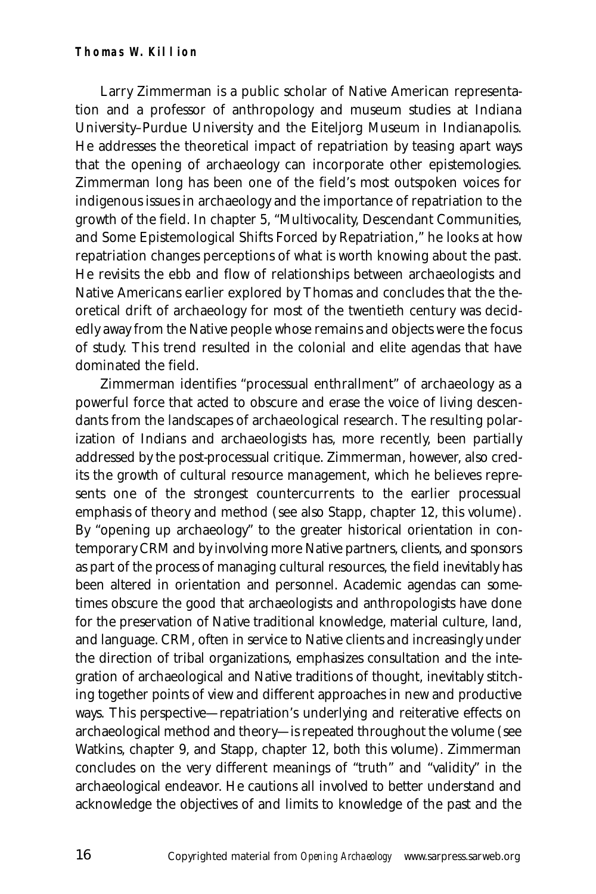Larry Zimmerman is a public scholar of Native American representation and a professor of anthropology and museum studies at Indiana University–Purdue University and the Eiteljorg Museum in Indianapolis. He addresses the theoretical impact of repatriation by teasing apart ways that the opening of archaeology can incorporate other epistemologies. Zimmerman long has been one of the field's most outspoken voices for indigenous issues in archaeology and the importance of repatriation to the growth of the field. In chapter 5, "Multivocality, Descendant Communities, and Some Epistemological Shifts Forced by Repatriation," he looks at how repatriation changes perceptions of what is worth knowing about the past. He revisits the ebb and flow of relationships between archaeologists and Native Americans earlier explored by Thomas and concludes that the theoretical drift of archaeology for most of the twentieth century was decidedly away from the Native people whose remains and objects were the focus of study. This trend resulted in the colonial and elite agendas that have dominated the field.

Zimmerman identifies "processual enthrallment" of archaeology as a powerful force that acted to obscure and erase the voice of living descendants from the landscapes of archaeological research. The resulting polarization of Indians and archaeologists has, more recently, been partially addressed by the post-processual critique. Zimmerman, however, also credits the growth of cultural resource management, which he believes represents one of the strongest countercurrents to the earlier processual emphasis of theory and method (see also Stapp, chapter 12, this volume). By "opening up archaeology" to the greater historical orientation in contemporary CRM and by involving more Native partners, clients, and sponsors as part of the process of managing cultural resources, the field inevitably has been altered in orientation and personnel. Academic agendas can sometimes obscure the good that archaeologists and anthropologists have done for the preservation of Native traditional knowledge, material culture, land, and language. CRM, often in service to Native clients and increasingly under the direction of tribal organizations, emphasizes consultation and the integration of archaeological and Native traditions of thought, inevitably stitching together points of view and different approaches in new and productive ways. This perspective—repatriation's underlying and reiterative effects on archaeological method and theory—is repeated throughout the volume (see Watkins, chapter 9, and Stapp, chapter 12, both this volume). Zimmerman concludes on the very different meanings of "truth" and "validity" in the archaeological endeavor. He cautions all involved to better understand and acknowledge the objectives of and limits to knowledge of the past and the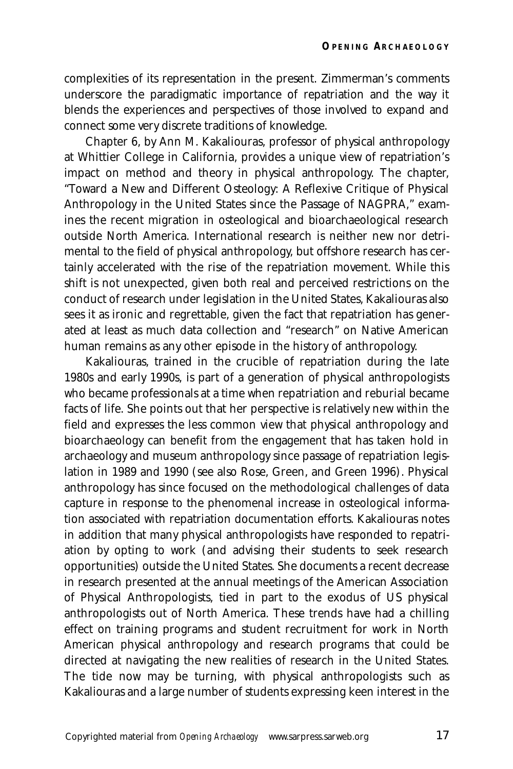complexities of its representation in the present. Zimmerman's comments underscore the paradigmatic importance of repatriation and the way it blends the experiences and perspectives of those involved to expand and connect some very discrete traditions of knowledge.

Chapter 6, by Ann M. Kakaliouras, professor of physical anthropology at Whittier College in California, provides a unique view of repatriation's impact on method and theory in physical anthropology. The chapter, "Toward a New and Different Osteology: A Reflexive Critique of Physical Anthropology in the United States since the Passage of NAGPRA," examines the recent migration in osteological and bioarchaeological research outside North America. International research is neither new nor detrimental to the field of physical anthropology, but offshore research has certainly accelerated with the rise of the repatriation movement. While this shift is not unexpected, given both real and perceived restrictions on the conduct of research under legislation in the United States, Kakaliouras also sees it as ironic and regrettable, given the fact that repatriation has generated at least as much data collection and "research" on Native American human remains as any other episode in the history of anthropology.

Kakaliouras, trained in the crucible of repatriation during the late 1980s and early 1990s, is part of a generation of physical anthropologists who became professionals at a time when repatriation and reburial became facts of life. She points out that her perspective is relatively new within the field and expresses the less common view that physical anthropology and bioarchaeology can benefit from the engagement that has taken hold in archaeology and museum anthropology since passage of repatriation legislation in 1989 and 1990 (see also Rose, Green, and Green 1996). Physical anthropology has since focused on the methodological challenges of data capture in response to the phenomenal increase in osteological information associated with repatriation documentation efforts. Kakaliouras notes in addition that many physical anthropologists have responded to repatriation by opting to work (and advising their students to seek research opportunities) outside the United States. She documents a recent decrease in research presented at the annual meetings of the American Association of Physical Anthropologists, tied in part to the exodus of US physical anthropologists out of North America. These trends have had a chilling effect on training programs and student recruitment for work in North American physical anthropology and research programs that could be directed at navigating the new realities of research in the United States. The tide now may be turning, with physical anthropologists such as Kakaliouras and a large number of students expressing keen interest in the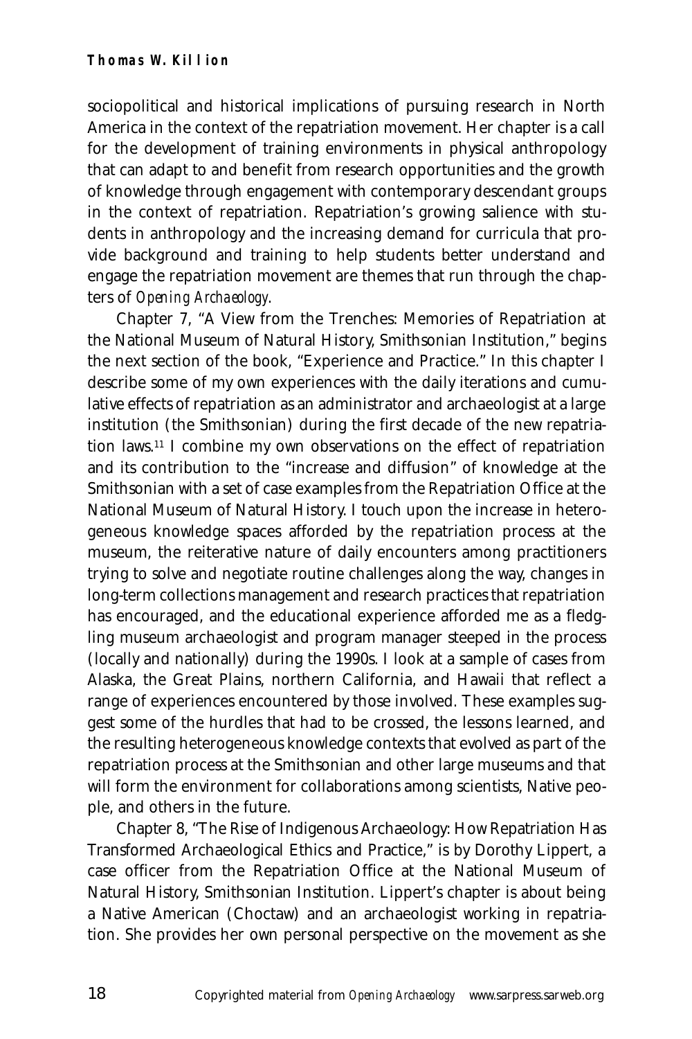sociopolitical and historical implications of pursuing research in North America in the context of the repatriation movement. Her chapter is a call for the development of training environments in physical anthropology that can adapt to and benefit from research opportunities and the growth of knowledge through engagement with contemporary descendant groups in the context of repatriation. Repatriation's growing salience with students in anthropology and the increasing demand for curricula that provide background and training to help students better understand and engage the repatriation movement are themes that run through the chapters of *Opening Archaeology*.

Chapter 7, "A View from the Trenches: Memories of Repatriation at the National Museum of Natural History, Smithsonian Institution," begins the next section of the book, "Experience and Practice." In this chapter I describe some of my own experiences with the daily iterations and cumulative effects of repatriation as an administrator and archaeologist at a large institution (the Smithsonian) during the first decade of the new repatriation laws.[11] I combine my own observations on the effect of repatriation and its contribution to the "increase and diffusion" of knowledge at the Smithsonian with a set of case examples from the Repatriation Office at the National Museum of Natural History. I touch upon the increase in heterogeneous knowledge spaces afforded by the repatriation process at the museum, the reiterative nature of daily encounters among practitioners trying to solve and negotiate routine challenges along the way, changes in long-term collections management and research practices that repatriation has encouraged, and the educational experience afforded me as a fledgling museum archaeologist and program manager steeped in the process (locally and nationally) during the 1990s. I look at a sample of cases from Alaska, the Great Plains, northern California, and Hawaii that reflect a range of experiences encountered by those involved. These examples suggest some of the hurdles that had to be crossed, the lessons learned, and the resulting heterogeneous knowledge contexts that evolved as part of the repatriation process at the Smithsonian and other large museums and that will form the environment for collaborations among scientists, Native people, and others in the future.

Chapter 8, "The Rise of Indigenous Archaeology: How Repatriation Has Transformed Archaeological Ethics and Practice," is by Dorothy Lippert, a case officer from the Repatriation Office at the National Museum of Natural History, Smithsonian Institution. Lippert's chapter is about being a Native American (Choctaw) and an archaeologist working in repatriation. She provides her own personal perspective on the movement as she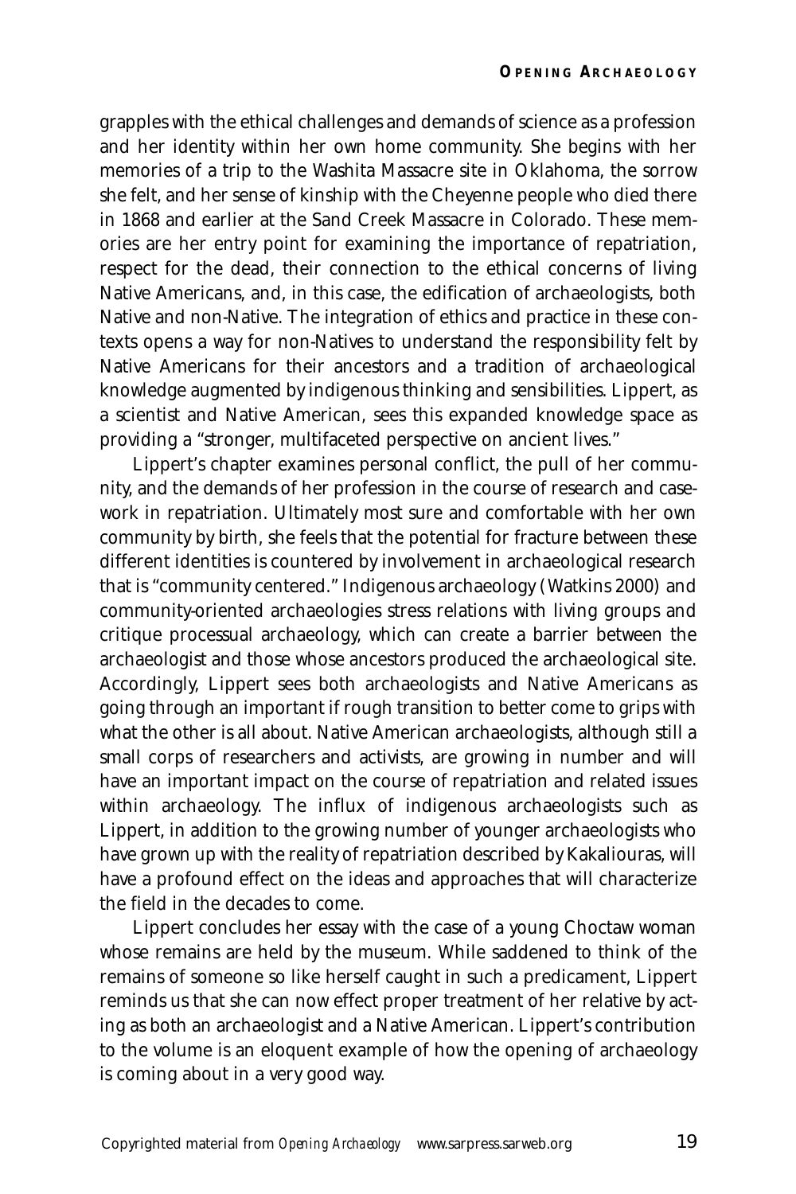grapples with the ethical challenges and demands of science as a profession and her identity within her own home community. She begins with her memories of a trip to the Washita Massacre site in Oklahoma, the sorrow she felt, and her sense of kinship with the Cheyenne people who died there in 1868 and earlier at the Sand Creek Massacre in Colorado. These memories are her entry point for examining the importance of repatriation, respect for the dead, their connection to the ethical concerns of living Native Americans, and, in this case, the edification of archaeologists, both Native and non-Native. The integration of ethics and practice in these contexts opens a way for non-Natives to understand the responsibility felt by Native Americans for their ancestors and a tradition of archaeological knowledge augmented by indigenous thinking and sensibilities. Lippert, as a scientist and Native American, sees this expanded knowledge space as providing a "stronger, multifaceted perspective on ancient lives."

Lippert's chapter examines personal conflict, the pull of her community, and the demands of her profession in the course of research and casework in repatriation. Ultimately most sure and comfortable with her own community by birth, she feels that the potential for fracture between these different identities is countered by involvement in archaeological research that is "community centered." Indigenous archaeology (Watkins 2000) and community-oriented archaeologies stress relations with living groups and critique processual archaeology, which can create a barrier between the archaeologist and those whose ancestors produced the archaeological site. Accordingly, Lippert sees both archaeologists and Native Americans as going through an important if rough transition to better come to grips with what the other is all about. Native American archaeologists, although still a small corps of researchers and activists, are growing in number and will have an important impact on the course of repatriation and related issues within archaeology. The influx of indigenous archaeologists such as Lippert, in addition to the growing number of younger archaeologists who have grown up with the reality of repatriation described by Kakaliouras, will have a profound effect on the ideas and approaches that will characterize the field in the decades to come.

Lippert concludes her essay with the case of a young Choctaw woman whose remains are held by the museum. While saddened to think of the remains of someone so like herself caught in such a predicament, Lippert reminds us that she can now effect proper treatment of her relative by acting as both an archaeologist and a Native American. Lippert's contribution to the volume is an eloquent example of how the opening of archaeology is coming about in a very good way.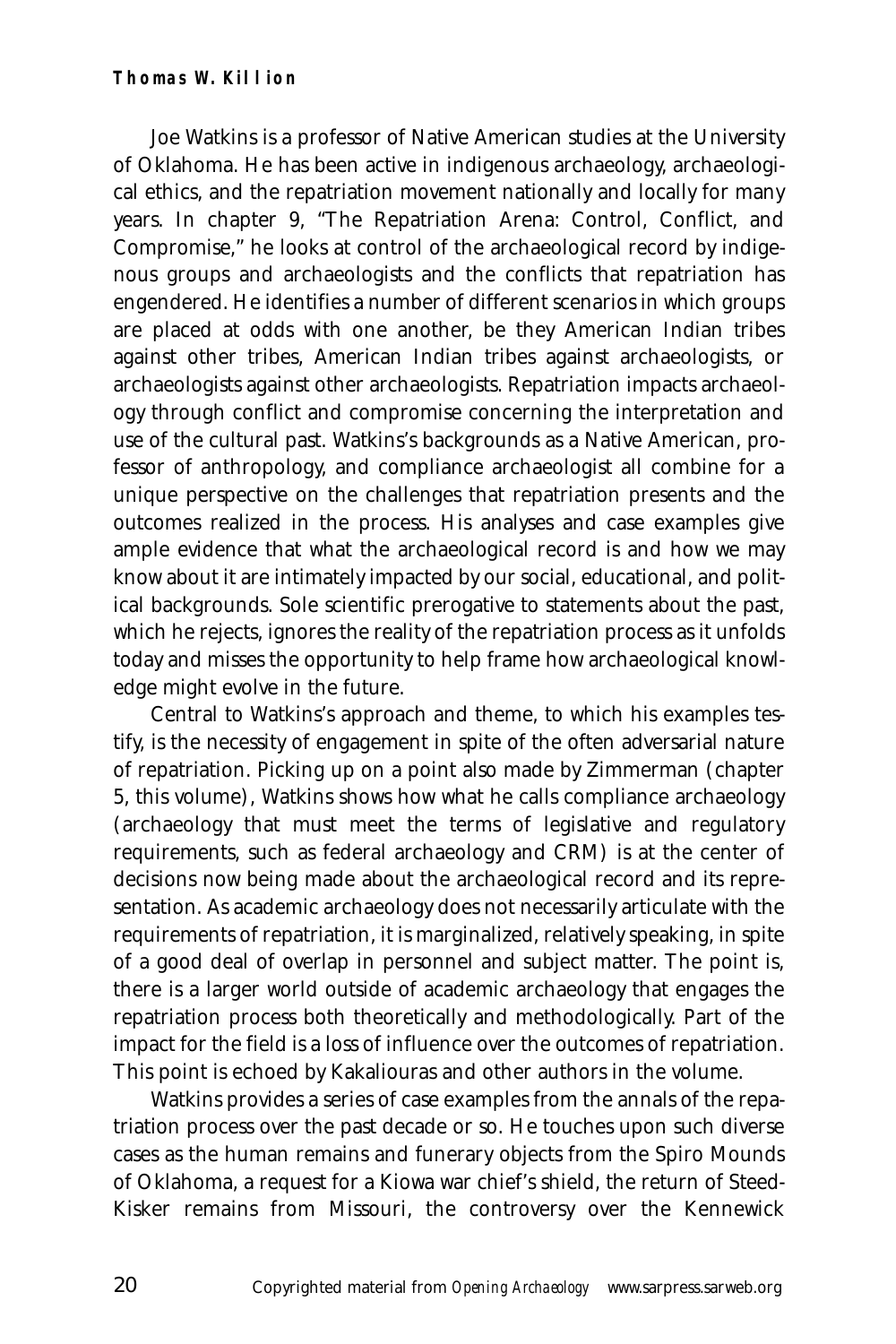Joe Watkins is a professor of Native American studies at the University of Oklahoma. He has been active in indigenous archaeology, archaeological ethics, and the repatriation movement nationally and locally for many years. In chapter 9, "The Repatriation Arena: Control, Conflict, and Compromise," he looks at control of the archaeological record by indigenous groups and archaeologists and the conflicts that repatriation has engendered. He identifies a number of different scenarios in which groups are placed at odds with one another, be they American Indian tribes against other tribes, American Indian tribes against archaeologists, or archaeologists against other archaeologists. Repatriation impacts archaeology through conflict and compromise concerning the interpretation and use of the cultural past. Watkins's backgrounds as a Native American, professor of anthropology, and compliance archaeologist all combine for a unique perspective on the challenges that repatriation presents and the outcomes realized in the process. His analyses and case examples give ample evidence that what the archaeological record is and how we may know about it are intimately impacted by our social, educational, and political backgrounds. Sole scientific prerogative to statements about the past, which he rejects, ignores the reality of the repatriation process as it unfolds today and misses the opportunity to help frame how archaeological knowledge might evolve in the future.

Central to Watkins's approach and theme, to which his examples testify, is the necessity of engagement in spite of the often adversarial nature of repatriation. Picking up on a point also made by Zimmerman (chapter 5, this volume), Watkins shows how what he calls compliance archaeology (archaeology that must meet the terms of legislative and regulatory requirements, such as federal archaeology and CRM) is at the center of decisions now being made about the archaeological record and its representation. As academic archaeology does not necessarily articulate with the requirements of repatriation, it is marginalized, relatively speaking, in spite of a good deal of overlap in personnel and subject matter. The point is, there is a larger world outside of academic archaeology that engages the repatriation process both theoretically and methodologically. Part of the impact for the field is a loss of influence over the outcomes of repatriation. This point is echoed by Kakaliouras and other authors in the volume.

Watkins provides a series of case examples from the annals of the repatriation process over the past decade or so. He touches upon such diverse cases as the human remains and funerary objects from the Spiro Mounds of Oklahoma, a request for a Kiowa war chief's shield, the return of Steed-Kisker remains from Missouri, the controversy over the Kennewick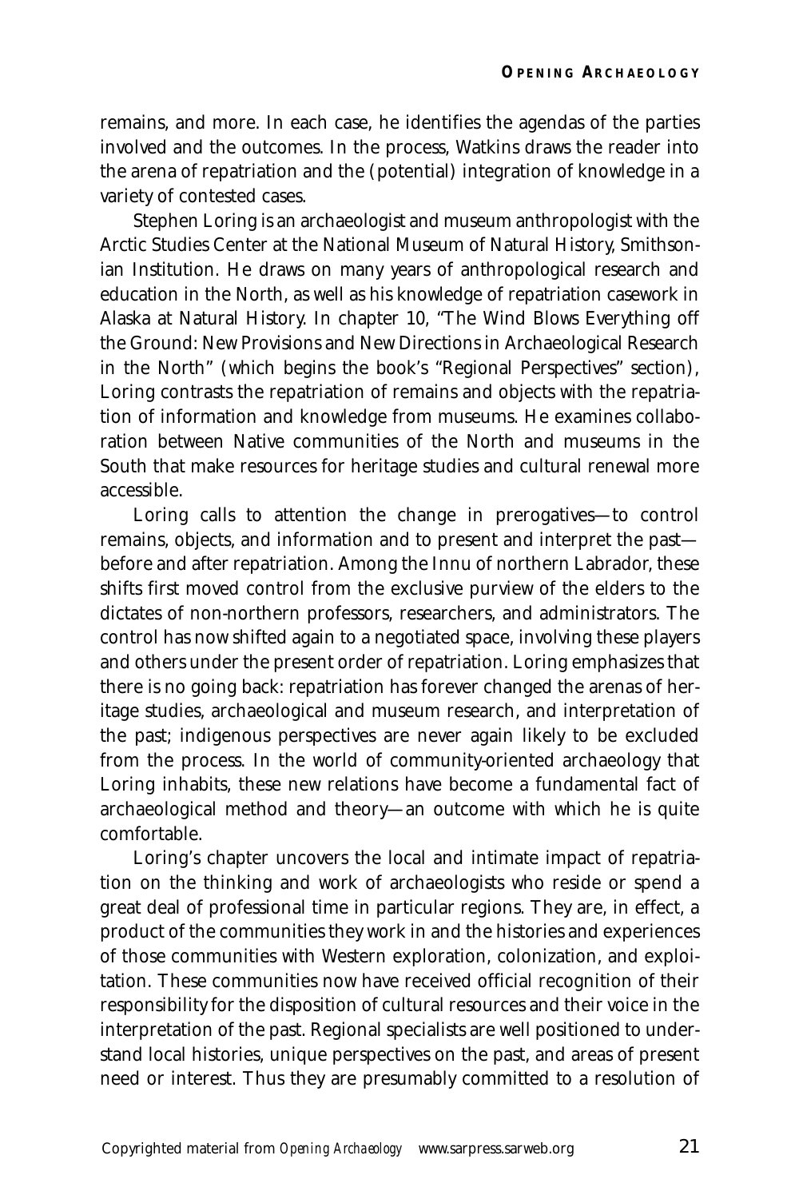remains, and more. In each case, he identifies the agendas of the parties involved and the outcomes. In the process, Watkins draws the reader into the arena of repatriation and the (potential) integration of knowledge in a variety of contested cases.

Stephen Loring is an archaeologist and museum anthropologist with the Arctic Studies Center at the National Museum of Natural History, Smithsonian Institution. He draws on many years of anthropological research and education in the North, as well as his knowledge of repatriation casework in Alaska at Natural History. In chapter 10, "The Wind Blows Everything off the Ground: New Provisions and New Directions in Archaeological Research in the North" (which begins the book's "Regional Perspectives" section), Loring contrasts the repatriation of remains and objects with the repatriation of information and knowledge from museums. He examines collaboration between Native communities of the North and museums in the South that make resources for heritage studies and cultural renewal more accessible.

Loring calls to attention the change in prerogatives—to control remains, objects, and information and to present and interpret the past—before and after repatriation. Among the Innu of northern Labrador, these shifts first moved control from the exclusive purview of the elders to the dictates of non-northern professors, researchers, and administrators. The control has now shifted again to a negotiated space, involving these players and others under the present order of repatriation. Loring emphasizes that there is no going back: repatriation has forever changed the arenas of heritage studies, archaeological and museum research, and interpretation of the past; indigenous perspectives are never again likely to be excluded from the process. In the world of community-oriented archaeology that Loring inhabits, these new relations have become a fundamental fact of archaeological method and theory—an outcome with which he is quite comfortable.

Loring's chapter uncovers the local and intimate impact of repatriation on the thinking and work of archaeologists who reside or spend a great deal of professional time in particular regions. They are, in effect, a product of the communities they work in and the histories and experiences of those communities with Western exploration, colonization, and exploitation. These communities now have received official recognition of their responsibility for the disposition of cultural resources and their voice in the interpretation of the past. Regional specialists are well positioned to understand local histories, unique perspectives on the past, and areas of present need or interest. Thus they are presumably committed to a resolution of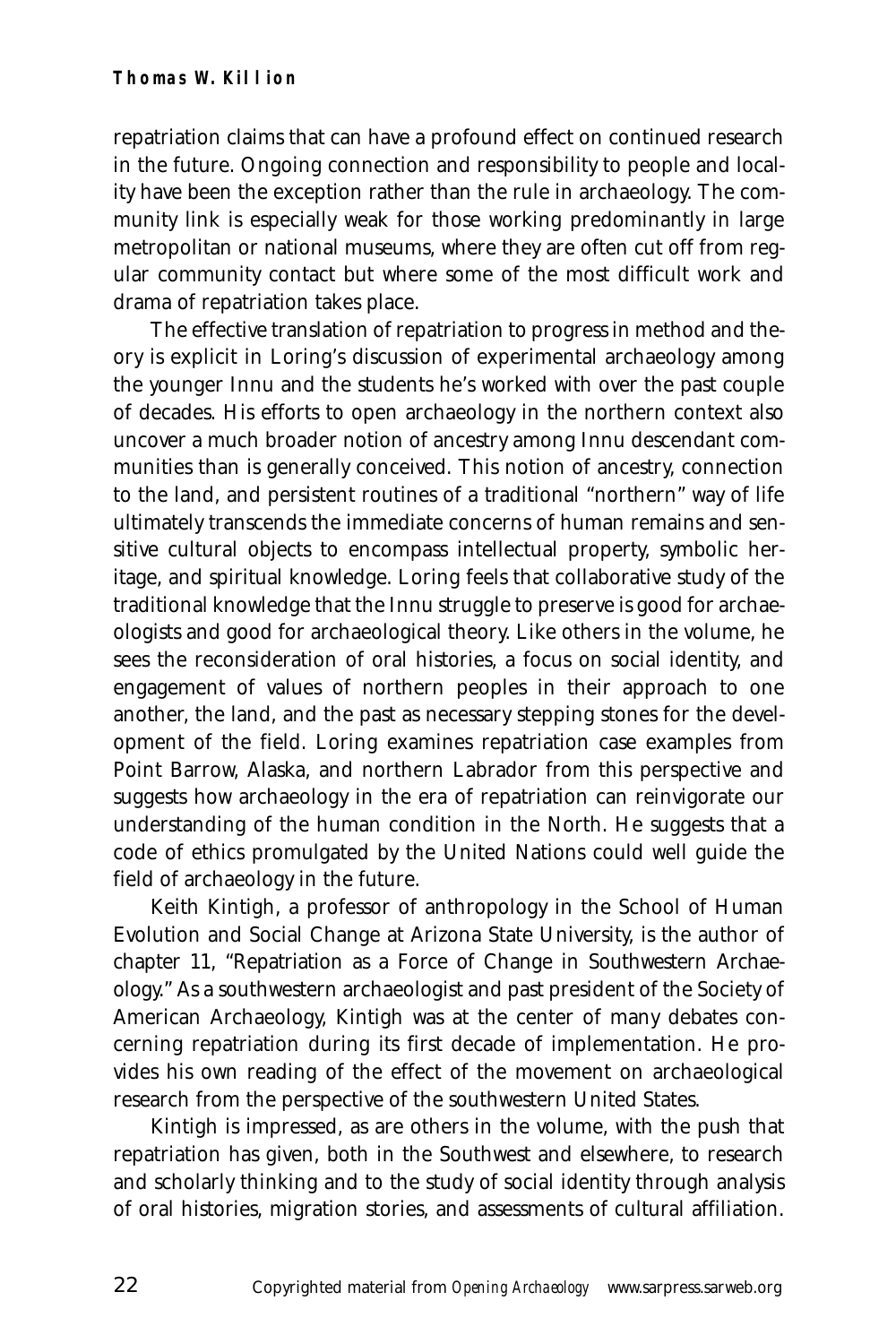repatriation claims that can have a profound effect on continued research in the future. Ongoing connection and responsibility to people and locality have been the exception rather than the rule in archaeology. The community link is especially weak for those working predominantly in large metropolitan or national museums, where they are often cut off from regular community contact but where some of the most difficult work and drama of repatriation takes place.

The effective translation of repatriation to progress in method and theory is explicit in Loring's discussion of experimental archaeology among the younger Innu and the students he's worked with over the past couple of decades. His efforts to open archaeology in the northern context also uncover a much broader notion of ancestry among Innu descendant communities than is generally conceived. This notion of ancestry, connection to the land, and persistent routines of a traditional "northern" way of life ultimately transcends the immediate concerns of human remains and sensitive cultural objects to encompass intellectual property, symbolic heritage, and spiritual knowledge. Loring feels that collaborative study of the traditional knowledge that the Innu struggle to preserve is good for archaeologists and good for archaeological theory. Like others in the volume, he sees the reconsideration of oral histories, a focus on social identity, and engagement of values of northern peoples in their approach to one another, the land, and the past as necessary stepping stones for the development of the field. Loring examines repatriation case examples from Point Barrow, Alaska, and northern Labrador from this perspective and suggests how archaeology in the era of repatriation can reinvigorate our understanding of the human condition in the North. He suggests that a code of ethics promulgated by the United Nations could well guide the field of archaeology in the future.

Keith Kintigh, a professor of anthropology in the School of Human Evolution and Social Change at Arizona State University, is the author of chapter 11, "Repatriation as a Force of Change in Southwestern Archaeology." As a southwestern archaeologist and past president of the Society of American Archaeology, Kintigh was at the center of many debates concerning repatriation during its first decade of implementation. He provides his own reading of the effect of the movement on archaeological research from the perspective of the southwestern United States.

Kintigh is impressed, as are others in the volume, with the push that repatriation has given, both in the Southwest and elsewhere, to research and scholarly thinking and to the study of social identity through analysis of oral histories, migration stories, and assessments of cultural affiliation.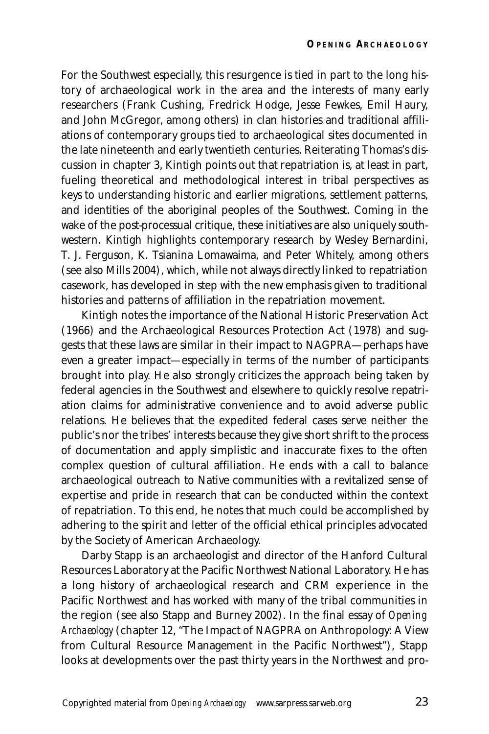For the Southwest especially, this resurgence is tied in part to the long history of archaeological work in the area and the interests of many early researchers (Frank Cushing, Fredrick Hodge, Jesse Fewkes, Emil Haury, and John McGregor, among others) in clan histories and traditional affiliations of contemporary groups tied to archaeological sites documented in the late nineteenth and early twentieth centuries. Reiterating Thomas's discussion in chapter 3, Kintigh points out that repatriation is, at least in part, fueling theoretical and methodological interest in tribal perspectives as keys to understanding historic and earlier migrations, settlement patterns, and identities of the aboriginal peoples of the Southwest. Coming in the wake of the post-processual critique, these initiatives are also uniquely southwestern. Kintigh highlights contemporary research by Wesley Bernardini, T. J. Ferguson, K. Tsianina Lomawaima, and Peter Whitely, among others (see also Mills 2004), which, while not always directly linked to repatriation casework, has developed in step with the new emphasis given to traditional histories and patterns of affiliation in the repatriation movement.

Kintigh notes the importance of the National Historic Preservation Act (1966) and the Archaeological Resources Protection Act (1978) and suggests that these laws are similar in their impact to NAGPRA—perhaps have even a greater impact—especially in terms of the number of participants brought into play. He also strongly criticizes the approach being taken by federal agencies in the Southwest and elsewhere to quickly resolve repatriation claims for administrative convenience and to avoid adverse public relations. He believes that the expedited federal cases serve neither the public's nor the tribes' interests because they give short shrift to the process of documentation and apply simplistic and inaccurate fixes to the often complex question of cultural affiliation. He ends with a call to balance archaeological outreach to Native communities with a revitalized sense of expertise and pride in research that can be conducted within the context of repatriation. To this end, he notes that much could be accomplished by adhering to the spirit and letter of the official ethical principles advocated by the Society of American Archaeology.

Darby Stapp is an archaeologist and director of the Hanford Cultural Resources Laboratory at the Pacific Northwest National Laboratory. He has a long history of archaeological research and CRM experience in the Pacific Northwest and has worked with many of the tribal communities in the region (see also Stapp and Burney 2002). In the final essay of *Opening Archaeology* (chapter 12, "The Impact of NAGPRA on Anthropology: A View from Cultural Resource Management in the Pacific Northwest"), Stapp looks at developments over the past thirty years in the Northwest and pro-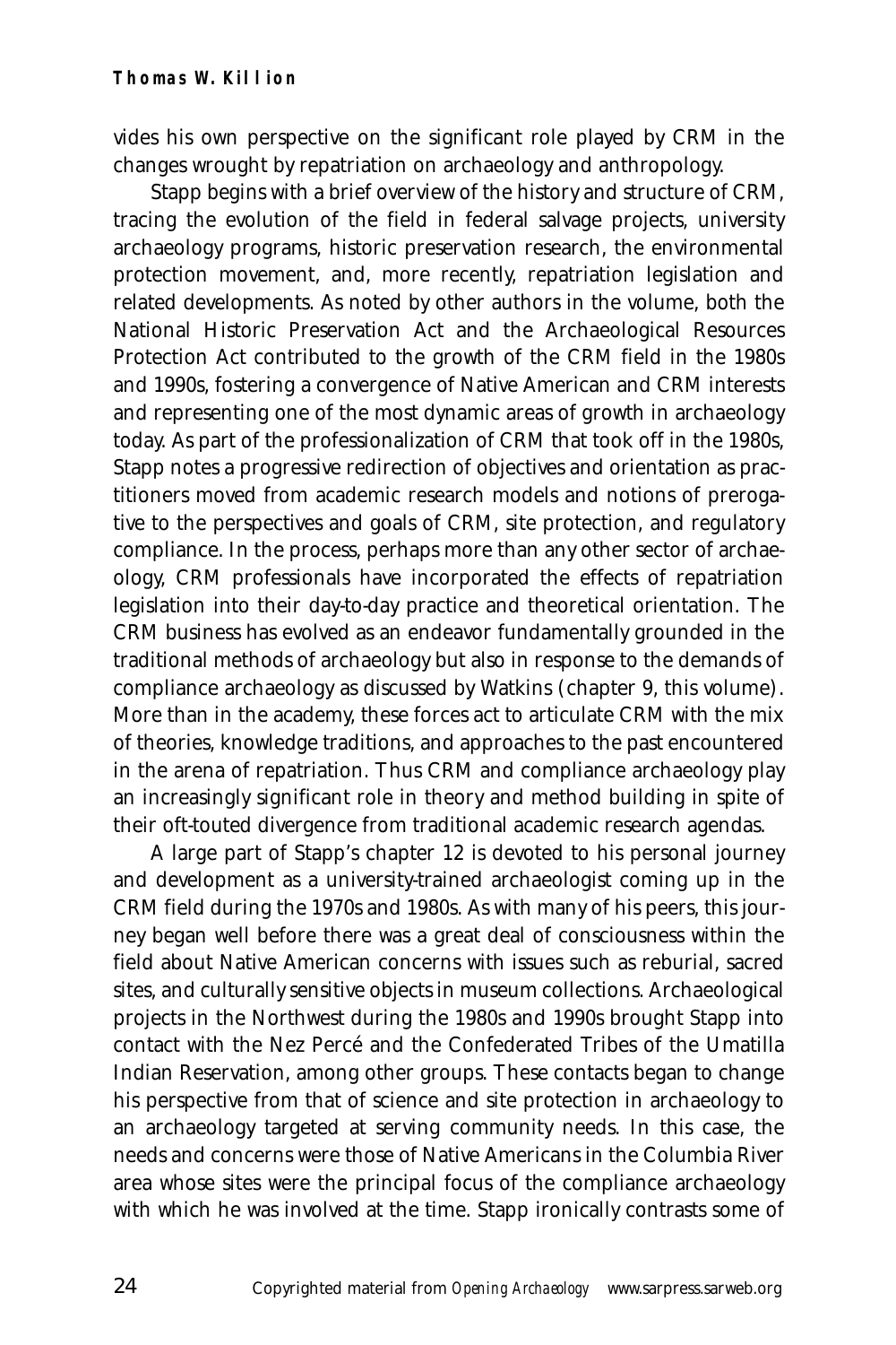vides his own perspective on the significant role played by CRM in the changes wrought by repatriation on archaeology and anthropology.

Stapp begins with a brief overview of the history and structure of CRM, tracing the evolution of the field in federal salvage projects, university archaeology programs, historic preservation research, the environmental protection movement, and, more recently, repatriation legislation and related developments. As noted by other authors in the volume, both the National Historic Preservation Act and the Archaeological Resources Protection Act contributed to the growth of the CRM field in the 1980s and 1990s, fostering a convergence of Native American and CRM interests and representing one of the most dynamic areas of growth in archaeology today. As part of the professionalization of CRM that took off in the 1980s, Stapp notes a progressive redirection of objectives and orientation as practitioners moved from academic research models and notions of prerogative to the perspectives and goals of CRM, site protection, and regulatory compliance. In the process, perhaps more than any other sector of archaeology, CRM professionals have incorporated the effects of repatriation legislation into their day-to-day practice and theoretical orientation. The CRM business has evolved as an endeavor fundamentally grounded in the traditional methods of archaeology but also in response to the demands of compliance archaeology as discussed by Watkins (chapter 9, this volume). More than in the academy, these forces act to articulate CRM with the mix of theories, knowledge traditions, and approaches to the past encountered in the arena of repatriation. Thus CRM and compliance archaeology play an increasingly significant role in theory and method building in spite of their oft-touted divergence from traditional academic research agendas.

A large part of Stapp's chapter 12 is devoted to his personal journey and development as a university-trained archaeologist coming up in the CRM field during the 1970s and 1980s. As with many of his peers, this journey began well before there was a great deal of consciousness within the field about Native American concerns with issues such as reburial, sacred sites, and culturally sensitive objects in museum collections. Archaeological projects in the Northwest during the 1980s and 1990s brought Stapp into contact with the Nez Percé and the Confederated Tribes of the Umatilla Indian Reservation, among other groups. These contacts began to change his perspective from that of science and site protection in archaeology to an archaeology targeted at serving community needs. In this case, the needs and concerns were those of Native Americans in the Columbia River area whose sites were the principal focus of the compliance archaeology with which he was involved at the time. Stapp ironically contrasts some of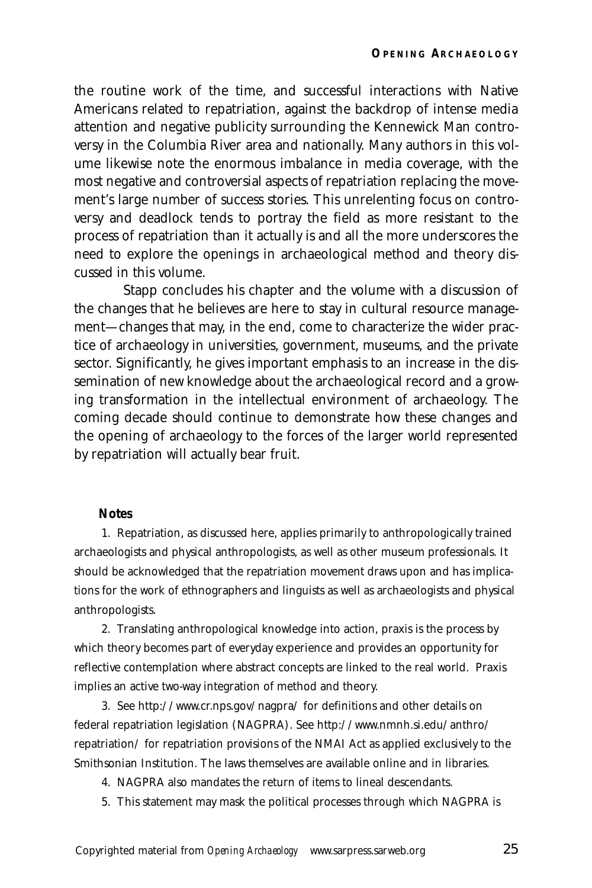the routine work of the time, and successful interactions with Native Americans related to repatriation, against the backdrop of intense media attention and negative publicity surrounding the Kennewick Man controversy in the Columbia River area and nationally. Many authors in this volume likewise note the enormous imbalance in media coverage, with the most negative and controversial aspects of repatriation replacing the movement's large number of success stories. This unrelenting focus on controversy and deadlock tends to portray the field as more resistant to the process of repatriation than it actually is and all the more underscores the need to explore the openings in archaeological method and theory discussed in this volume.

Stapp concludes his chapter and the volume with a discussion of the changes that he believes are here to stay in cultural resource management—changes that may, in the end, come to characterize the wider practice of archaeology in universities, government, museums, and the private sector. Significantly, he gives important emphasis to an increase in the dissemination of new knowledge about the archaeological record and a growing transformation in the intellectual environment of archaeology. The coming decade should continue to demonstrate how these changes and the opening of archaeology to the forces of the larger world represented by repatriation will actually bear fruit.

**Notes**

1. Repatriation, as discussed here, applies primarily to anthropologically trained archaeologists and physical anthropologists, as well as other museum professionals. It should be acknowledged that the repatriation movement draws upon and has implications for the work of ethnographers and linguists as well as archaeologists and physical anthropologists.

2. Translating anthropological knowledge into action, praxis is the process by which theory becomes part of everyday experience and provides an opportunity for reflective contemplation where abstract concepts are linked to the real world. Praxis implies an active two-way integration of method and theory.

3. See http://www.cr.nps.gov/nagpra/ for definitions and other details on federal repatriation legislation (NAGPRA). See http://www.nmnh.si.edu/anthro/repatriation/ for repatriation provisions of the NMAI Act as applied exclusively to the Smithsonian Institution. The laws themselves are available online and in libraries.

4. NAGPRA also mandates the return of items to lineal descendants.

5. This statement may mask the political processes through which NAGPRA is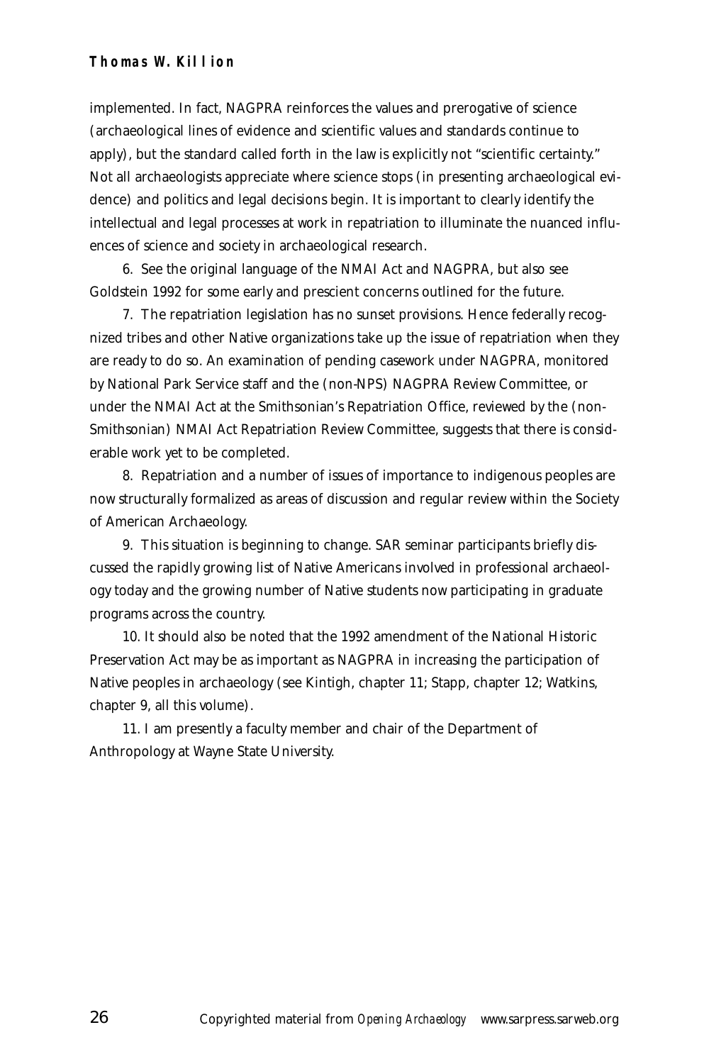implemented. In fact, NAGPRA reinforces the values and prerogative of science (archaeological lines of evidence and scientific values and standards continue to apply), but the standard called forth in the law is explicitly not "scientific certainty." Not all archaeologists appreciate where science stops (in presenting archaeological evidence) and politics and legal decisions begin. It is important to clearly identify the intellectual and legal processes at work in repatriation to illuminate the nuanced influences of science and society in archaeological research.

6. See the original language of the NMAI Act and NAGPRA, but also see Goldstein 1992 for some early and prescient concerns outlined for the future.

7. The repatriation legislation has no sunset provisions. Hence federally recognized tribes and other Native organizations take up the issue of repatriation when they are ready to do so. An examination of pending casework under NAGPRA, monitored by National Park Service staff and the (non-NPS) NAGPRA Review Committee, or under the NMAI Act at the Smithsonian's Repatriation Office, reviewed by the (non-Smithsonian) NMAI Act Repatriation Review Committee, suggests that there is considerable work yet to be completed.

8. Repatriation and a number of issues of importance to indigenous peoples are now structurally formalized as areas of discussion and regular review within the Society of American Archaeology.

9. This situation is beginning to change. SAR seminar participants briefly discussed the rapidly growing list of Native Americans involved in professional archaeology today and the growing number of Native students now participating in graduate programs across the country.

10. It should also be noted that the 1992 amendment of the National Historic Preservation Act may be as important as NAGPRA in increasing the participation of Native peoples in archaeology (see Kintigh, chapter 11; Stapp, chapter 12; Watkins, chapter 9, all this volume).

11. I am presently a faculty member and chair of the Department of Anthropology at Wayne State University.